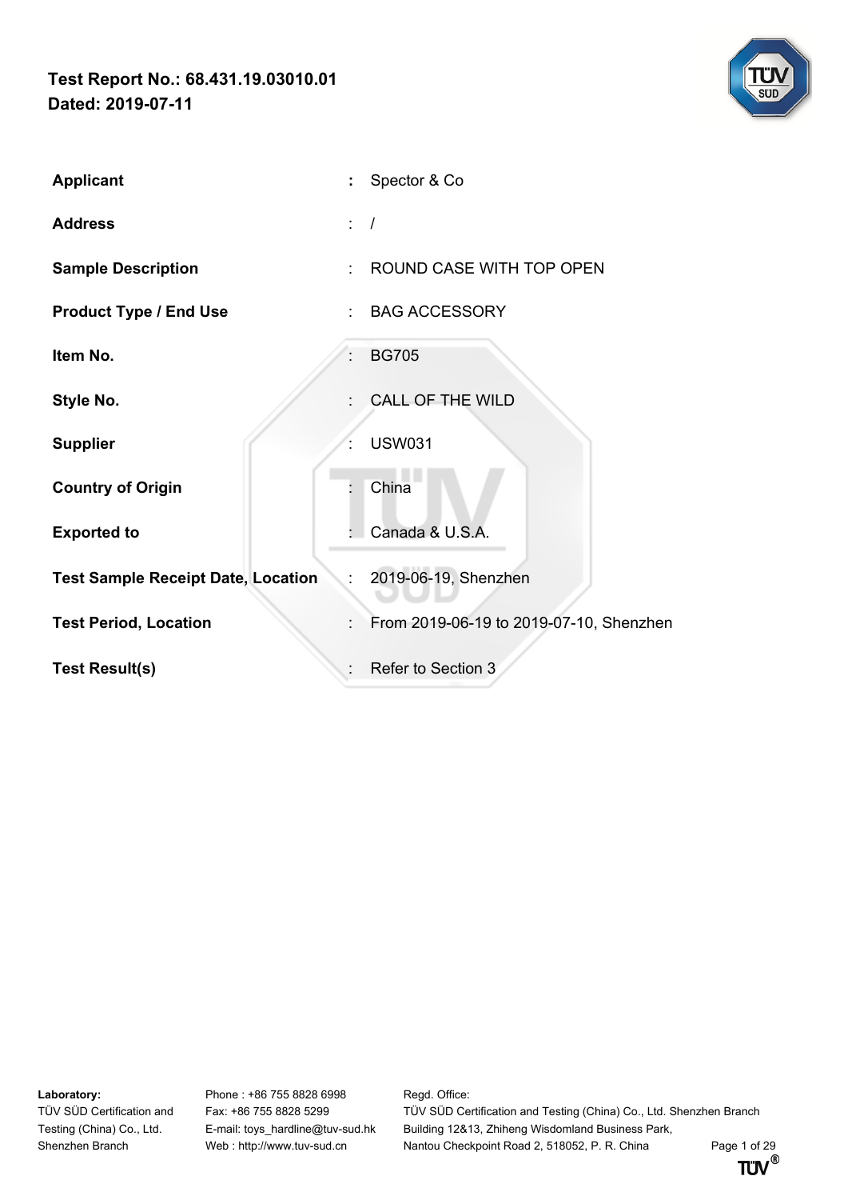**Test Report No.: 68.431.19.03010.01**
**Dated: 2019-07-11**

| | | |
|---|---|---|
| **Applicant** | **:** | Spector & Co |
| **Address** | : | / |
| **Sample Description** | : | ROUND CASE WITH TOP OPEN |
| **Product Type / End Use** | : | BAG ACCESSORY |
| **Item No.** | : | BG705 |
| **Style No.** | : | CALL OF THE WILD |
| **Supplier** | : | USW031 |
| **Country of Origin** | : | China |
| **Exported to** | : | Canada & U.S.A. |
| **Test Sample Receipt Date, Location** | : | 2019-06-19, Shenzhen |
| **Test Period, Location** | : | From 2019-06-19 to 2019-07-10, Shenzhen |
| **Test Result(s)** | : | Refer to Section 3 |

**Laboratory:**
TÜV SÜD Certification and Testing (China) Co., Ltd. Shenzhen Branch

Phone : +86 755 8828 6998
Fax: +86 755 8828 5299
E-mail: toys_hardline@tuv-sud.hk
Web : http://www.tuv-sud.cn

Regd. Office:
TÜV SÜD Certification and Testing (China) Co., Ltd. Shenzhen Branch
Building 12&13, Zhiheng Wisdomland Business Park,
Nantou Checkpoint Road 2, 518052, P. R. China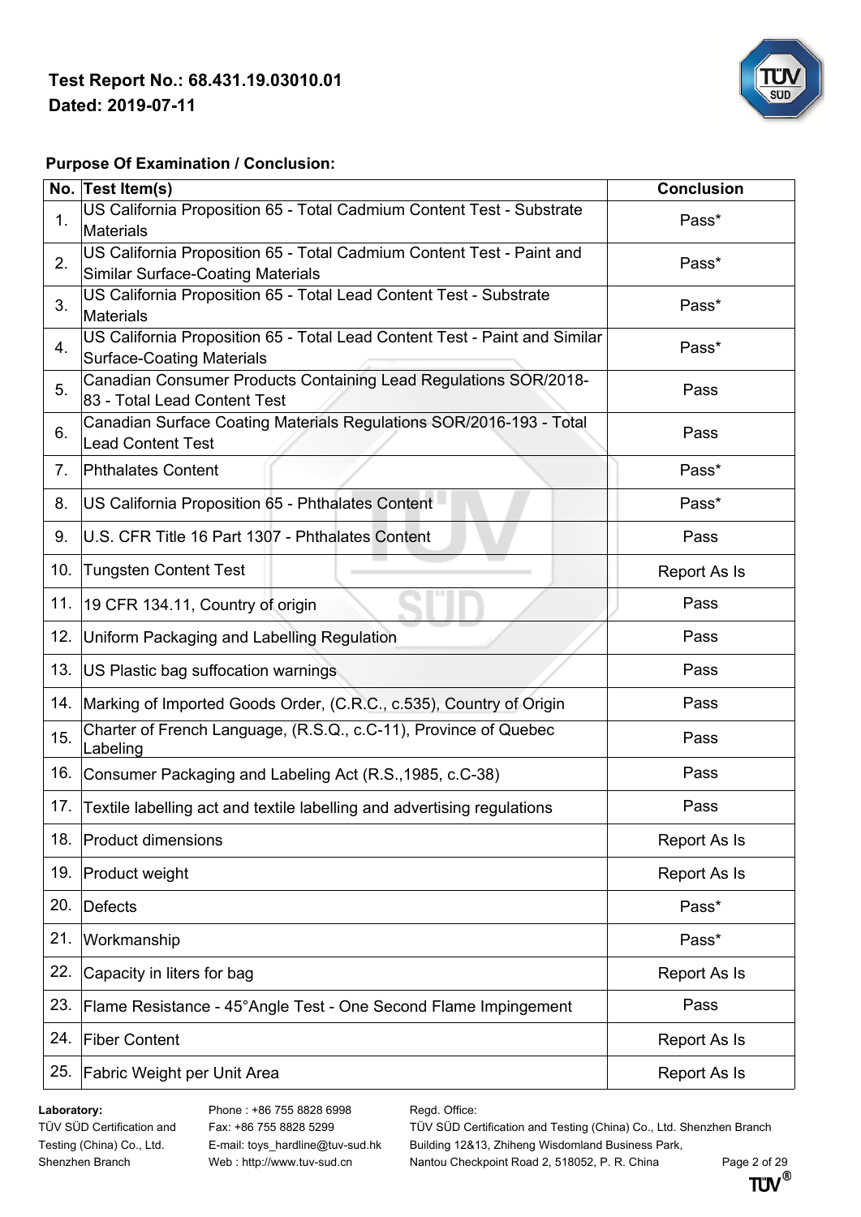**Test Report No.: 68.431.19.03010.01**
**Dated: 2019-07-11**

**Purpose Of Examination / Conclusion:**

| No. | Test Item(s) | Conclusion |
|---|---|---|
| 1. | US California Proposition 65 - Total Cadmium Content Test - Substrate Materials | Pass* |
| 2. | US California Proposition 65 - Total Cadmium Content Test - Paint and Similar Surface-Coating Materials | Pass* |
| 3. | US California Proposition 65 - Total Lead Content Test - Substrate Materials | Pass* |
| 4. | US California Proposition 65 - Total Lead Content Test - Paint and Similar Surface-Coating Materials | Pass* |
| 5. | Canadian Consumer Products Containing Lead Regulations SOR/2018-83 - Total Lead Content Test | Pass |
| 6. | Canadian Surface Coating Materials Regulations SOR/2016-193 - Total Lead Content Test | Pass |
| 7. | Phthalates Content | Pass* |
| 8. | US California Proposition 65 - Phthalates Content | Pass* |
| 9. | U.S. CFR Title 16 Part 1307 - Phthalates Content | Pass |
| 10. | Tungsten Content Test | Report As Is |
| 11. | 19 CFR 134.11, Country of origin | Pass |
| 12. | Uniform Packaging and Labelling Regulation | Pass |
| 13. | US Plastic bag suffocation warnings | Pass |
| 14. | Marking of Imported Goods Order, (C.R.C., c.535), Country of Origin | Pass |
| 15. | Charter of French Language, (R.S.Q., c.C-11), Province of Quebec Labeling | Pass |
| 16. | Consumer Packaging and Labeling Act (R.S.,1985, c.C-38) | Pass |
| 17. | Textile labelling act and textile labelling and advertising regulations | Pass |
| 18. | Product dimensions | Report As Is |
| 19. | Product weight | Report As Is |
| 20. | Defects | Pass* |
| 21. | Workmanship | Pass* |
| 22. | Capacity in liters for bag | Report As Is |
| 23. | Flame Resistance - 45°Angle Test - One Second Flame Impingement | Pass |
| 24. | Fiber Content | Report As Is |
| 25. | Fabric Weight per Unit Area | Report As Is |

**Laboratory:**
TÜV SÜD Certification and Testing (China) Co., Ltd. Shenzhen Branch

Phone : +86 755 8828 6998
Fax: +86 755 8828 5299
E-mail: toys_hardline@tuv-sud.hk
Web : http://www.tuv-sud.cn

Regd. Office:
TÜV SÜD Certification and Testing (China) Co., Ltd. Shenzhen Branch
Building 12&13, Zhiheng Wisdomland Business Park,
Nantou Checkpoint Road 2, 518052, P. R. China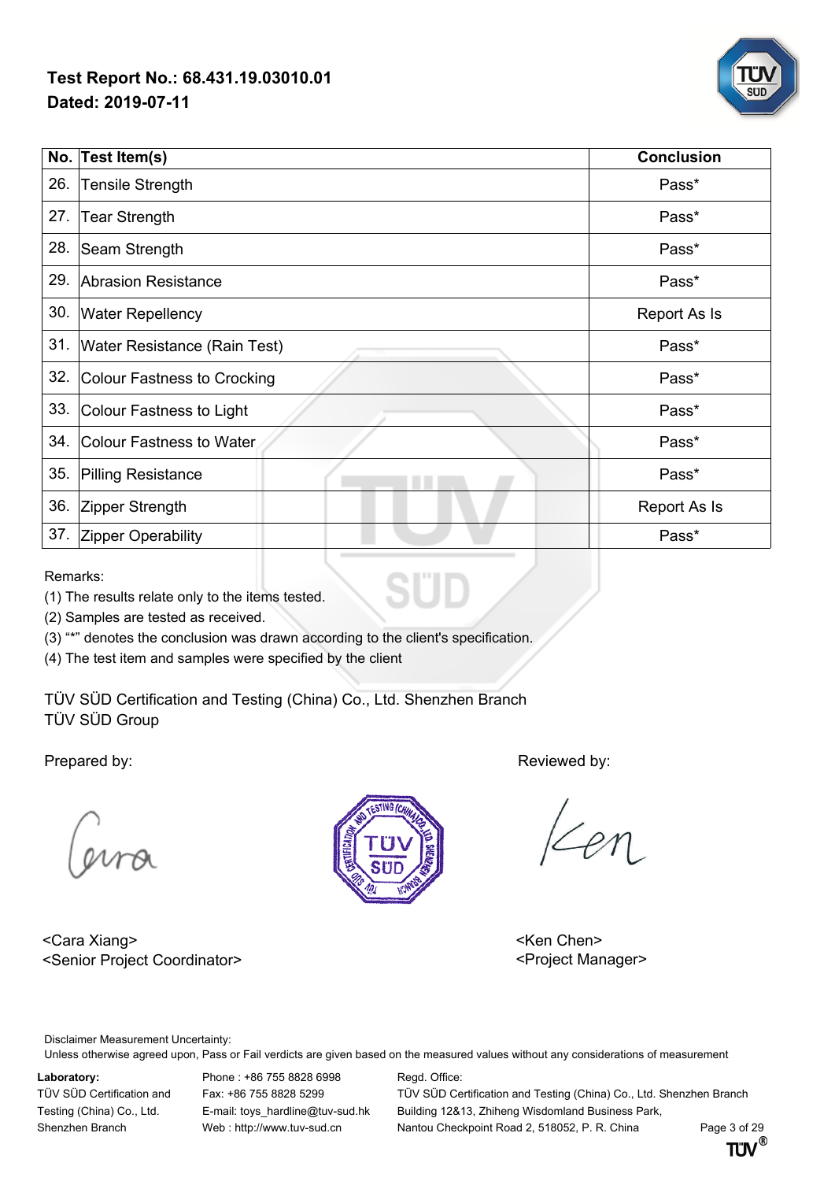**Test Report No.: 68.431.19.03010.01**
**Dated: 2019-07-11**

| No. | Test Item(s) | Conclusion |
|---|---|---|
| 26. | Tensile Strength | Pass* |
| 27. | Tear Strength | Pass* |
| 28. | Seam Strength | Pass* |
| 29. | Abrasion Resistance | Pass* |
| 30. | Water Repellency | Report As Is |
| 31. | Water Resistance (Rain Test) | Pass* |
| 32. | Colour Fastness to Crocking | Pass* |
| 33. | Colour Fastness to Light | Pass* |
| 34. | Colour Fastness to Water | Pass* |
| 35. | Pilling Resistance | Pass* |
| 36. | Zipper Strength | Report As Is |
| 37. | Zipper Operability | Pass* |

Remarks:
(1) The results relate only to the items tested.
(2) Samples are tested as received.
(3) "*" denotes the conclusion was drawn according to the client's specification.
(4) The test item and samples were specified by the client

TÜV SÜD Certification and Testing (China) Co., Ltd. Shenzhen Branch
TÜV SÜD Group

Prepared by:

Cara

<Cara Xiang>
<Senior Project Coordinator>

Reviewed by:

Ken

<Ken Chen>
<Project Manager>

Disclaimer Measurement Uncertainty:
Unless otherwise agreed upon, Pass or Fail verdicts are given based on the measured values without any considerations of measurement

**Laboratory:**
TÜV SÜD Certification and Testing (China) Co., Ltd. Shenzhen Branch

Phone : +86 755 8828 6998
Fax: +86 755 8828 5299
E-mail: toys_hardline@tuv-sud.hk
Web : http://www.tuv-sud.cn

Regd. Office:
TÜV SÜD Certification and Testing (China) Co., Ltd. Shenzhen Branch
Building 12&13, Zhiheng Wisdomland Business Park,
Nantou Checkpoint Road 2, 518052, P. R. China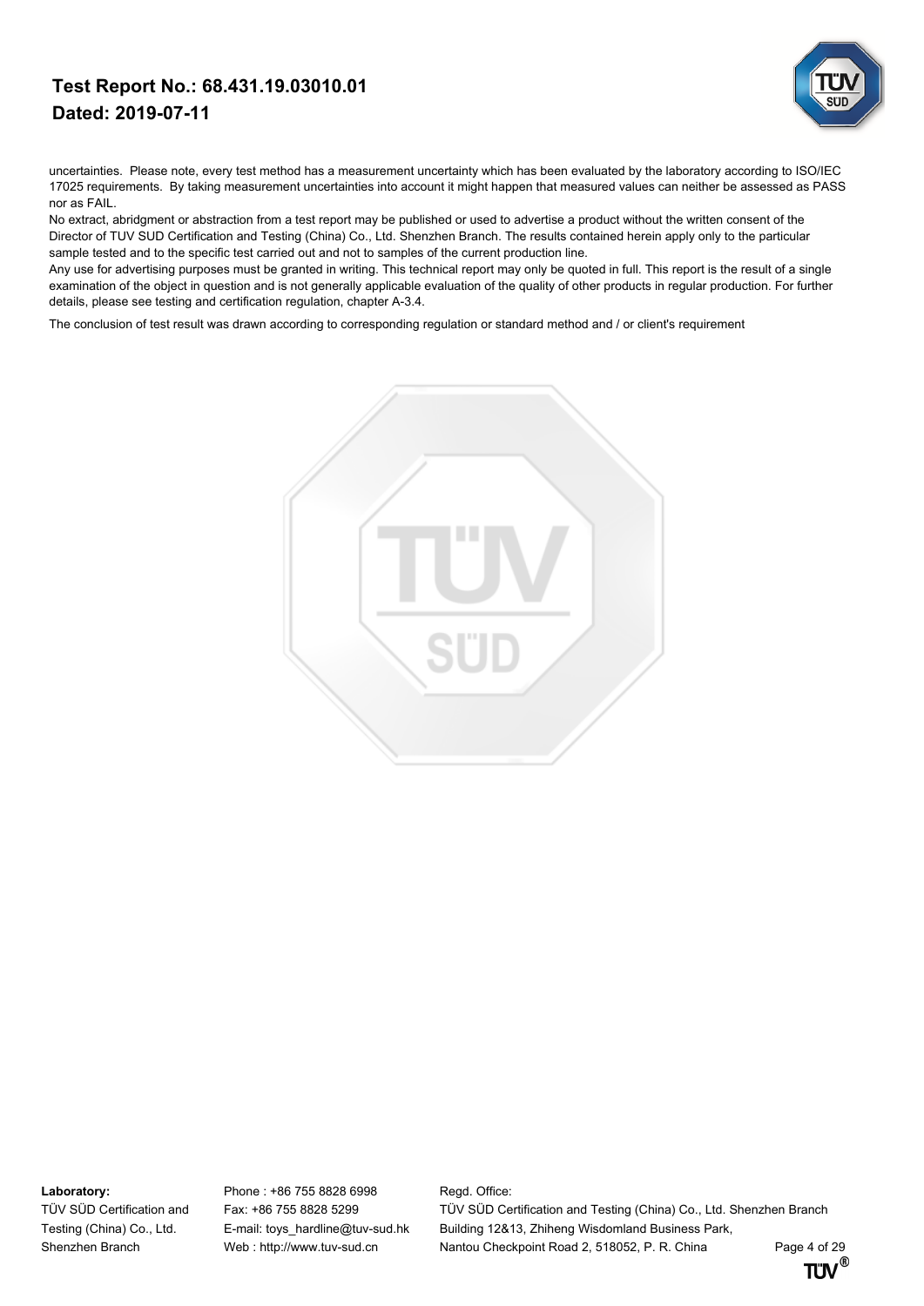uncertainties. Please note, every test method has a measurement uncertainty which has been evaluated by the laboratory according to ISO/IEC 17025 requirements. By taking measurement uncertainties into account it might happen that measured values can neither be assessed as PASS nor as FAIL.

No extract, abridgment or abstraction from a test report may be published or used to advertise a product without the written consent of the Director of TUV SUD Certification and Testing (China) Co., Ltd. Shenzhen Branch. The results contained herein apply only to the particular sample tested and to the specific test carried out and not to samples of the current production line.

Any use for advertising purposes must be granted in writing. This technical report may only be quoted in full. This report is the result of a single examination of the object in question and is not generally applicable evaluation of the quality of other products in regular production. For further details, please see testing and certification regulation, chapter A-3.4.

The conclusion of test result was drawn according to corresponding regulation or standard method and / or client's requirement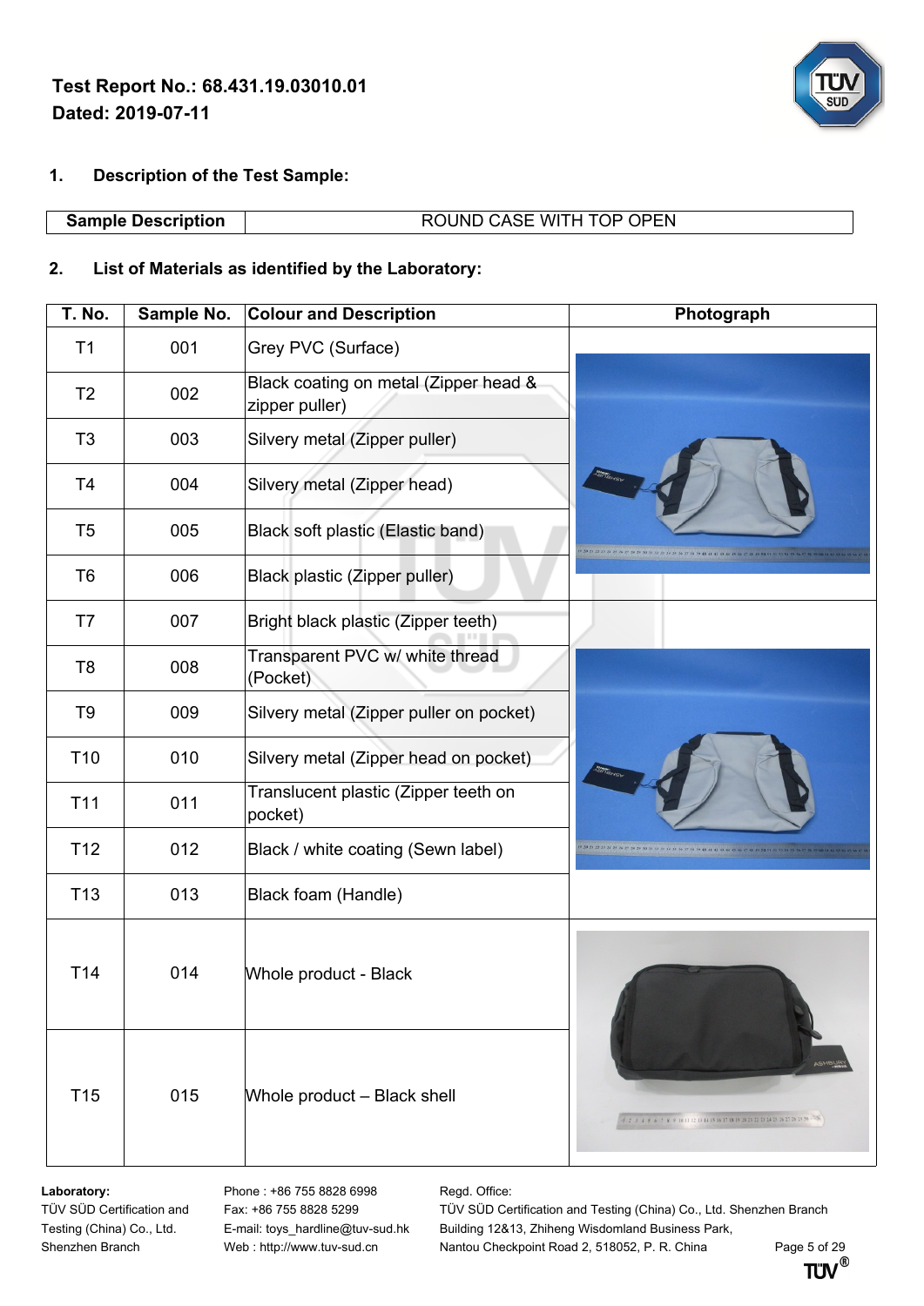## 1. Description of the Test Sample:

| Sample Description | ROUND CASE WITH TOP OPEN |
|---|---|

## 2. List of Materials as identified by the Laboratory:

| T. No. | Sample No. | Colour and Description | Photograph |
|---|---|---|---|
| T1 | 001 | Grey PVC (Surface) | |
| T2 | 002 | Black coating on metal (Zipper head & zipper puller) | |
| T3 | 003 | Silvery metal (Zipper puller) | |
| T4 | 004 | Silvery metal (Zipper head) | |
| T5 | 005 | Black soft plastic (Elastic band) | |
| T6 | 006 | Black plastic (Zipper puller) | |
| T7 | 007 | Bright black plastic (Zipper teeth) | |
| T8 | 008 | Transparent PVC w/ white thread (Pocket) | |
| T9 | 009 | Silvery metal (Zipper puller on pocket) | |
| T10 | 010 | Silvery metal (Zipper head on pocket) | |
| T11 | 011 | Translucent plastic (Zipper teeth on pocket) | |
| T12 | 012 | Black / white coating (Sewn label) | |
| T13 | 013 | Black foam (Handle) | |
| T14 | 014 | Whole product - Black | |
| T15 | 015 | Whole product – Black shell | |

**Laboratory:**
TÜV SÜD Certification and Testing (China) Co., Ltd. Shenzhen Branch

Phone : +86 755 8828 6998
Fax: +86 755 8828 5299
E-mail: toys_hardline@tuv-sud.hk
Web : http://www.tuv-sud.cn

Regd. Office:
TÜV SÜD Certification and Testing (China) Co., Ltd. Shenzhen Branch
Building 12&13, Zhiheng Wisdomland Business Park,
Nantou Checkpoint Road 2, 518052, P. R. China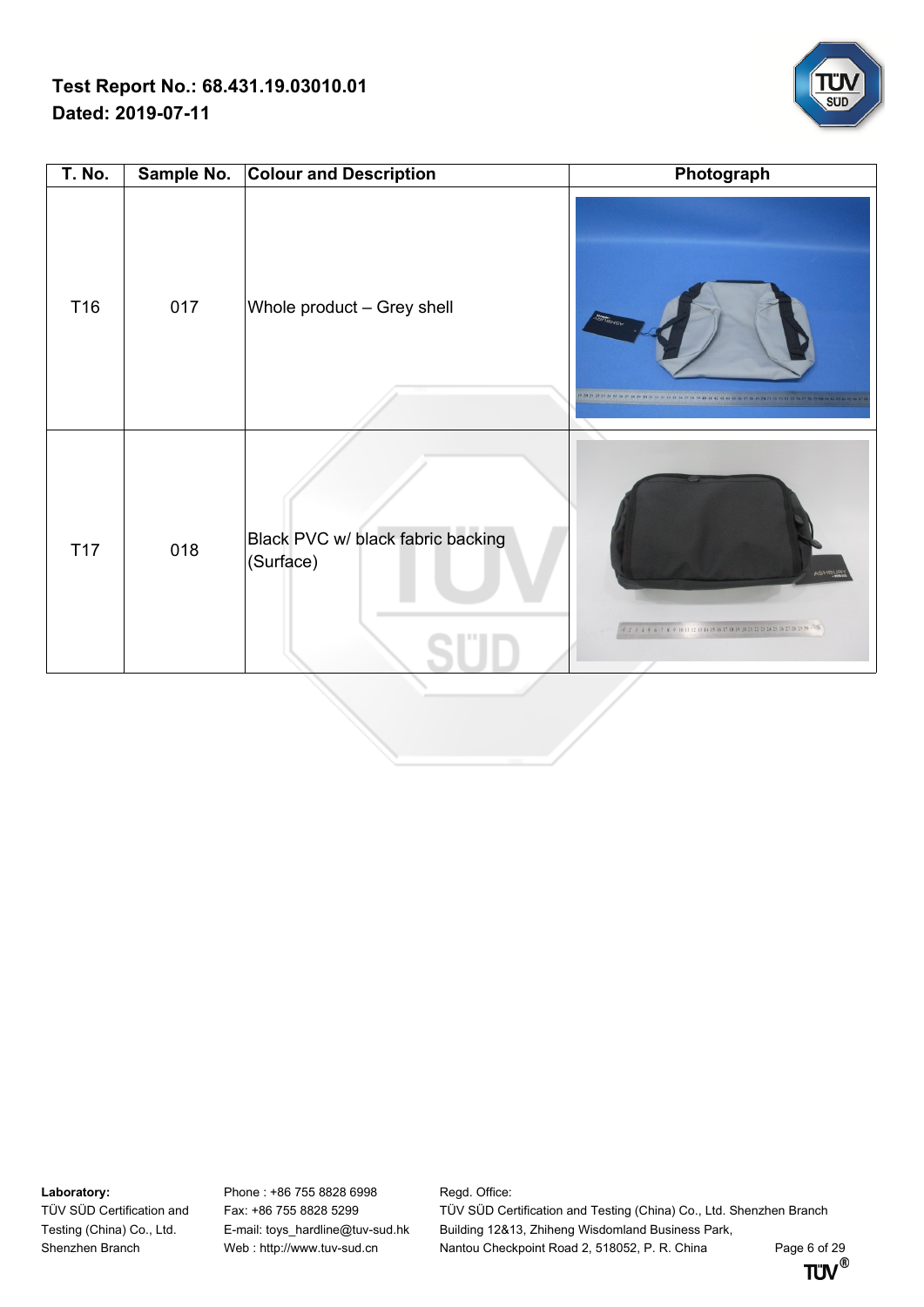| T. No. | Sample No. | Colour and Description | Photograph |
| --- | --- | --- | --- |
| T16 | 017 | Whole product – Grey shell | |
| T17 | 018 | Black PVC w/ black fabric backing (Surface) | |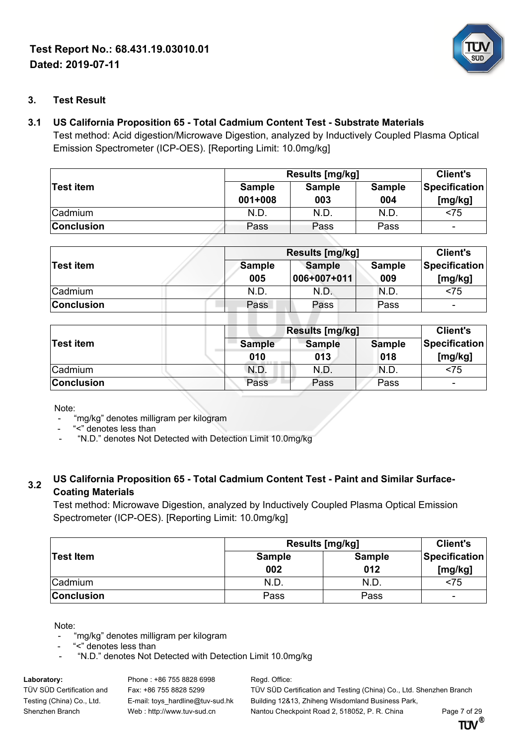## 3. Test Result

### 3.1 US California Proposition 65 - Total Cadmium Content Test - Substrate Materials

Test method: Acid digestion/Microwave Digestion, analyzed by Inductively Coupled Plasma Optical Emission Spectrometer (ICP-OES). [Reporting Limit: 10.0mg/kg]

| Test item | Results [mg/kg] | | | Client's Specification [mg/kg] |
|---|---|---|---|---|
| | Sample 001+008 | Sample 003 | Sample 004 | |
| Cadmium | N.D. | N.D. | N.D. | <75 |
| **Conclusion** | Pass | Pass | Pass | - |

| Test item | Results [mg/kg] | | | Client's Specification [mg/kg] |
|---|---|---|---|---|
| | Sample 005 | Sample 006+007+011 | Sample 009 | |
| Cadmium | N.D. | N.D. | N.D. | <75 |
| **Conclusion** | Pass | Pass | Pass | - |

| Test item | Results [mg/kg] | | | Client's Specification [mg/kg] |
|---|---|---|---|---|
| | Sample 010 | Sample 013 | Sample 018 | |
| Cadmium | N.D. | N.D. | N.D. | <75 |
| **Conclusion** | Pass | Pass | Pass | - |

Note:
- "mg/kg" denotes milligram per kilogram
- "<" denotes less than
- "N.D." denotes Not Detected with Detection Limit 10.0mg/kg

### 3.2 US California Proposition 65 - Total Cadmium Content Test - Paint and Similar Surface-Coating Materials

Test method: Microwave Digestion, analyzed by Inductively Coupled Plasma Optical Emission Spectrometer (ICP-OES). [Reporting Limit: 10.0mg/kg]

| Test Item | Results [mg/kg] | | Client's Specification [mg/kg] |
|---|---|---|---|
| | Sample 002 | Sample 012 | |
| Cadmium | N.D. | N.D. | <75 |
| **Conclusion** | Pass | Pass | - |

Note:
- "mg/kg" denotes milligram per kilogram
- "<" denotes less than
- "N.D." denotes Not Detected with Detection Limit 10.0mg/kg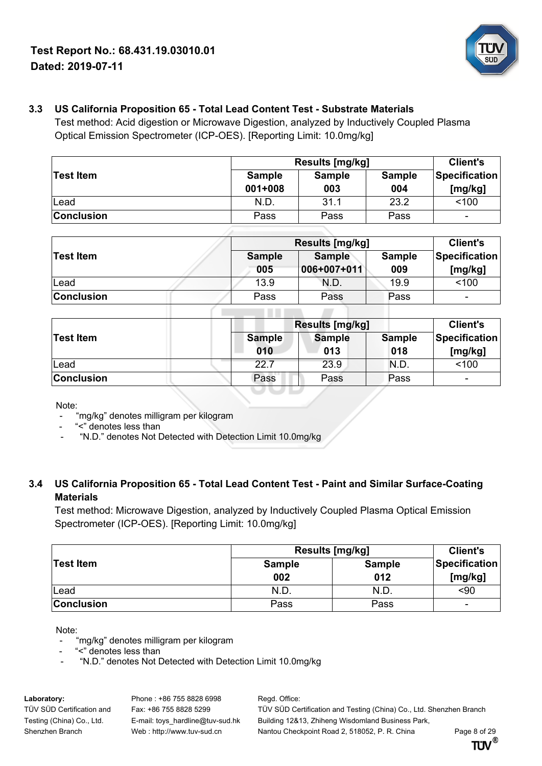Test Report No.: 68.431.19.03010.01
Dated: 2019-07-11

### 3.3 US California Proposition 65 - Total Lead Content Test - Substrate Materials

Test method: Acid digestion or Microwave Digestion, analyzed by Inductively Coupled Plasma Optical Emission Spectrometer (ICP-OES). [Reporting Limit: 10.0mg/kg]

| Test Item | Results [mg/kg] | | | Client's Specification [mg/kg] |
|---|---|---|---|---|
| | Sample 001+008 | Sample 003 | Sample 004 | |
| Lead | N.D. | 31.1 | 23.2 | <100 |
| **Conclusion** | Pass | Pass | Pass | - |

| Test Item | Results [mg/kg] | | | Client's Specification [mg/kg] |
|---|---|---|---|---|
| | Sample 005 | Sample 006+007+011 | Sample 009 | |
| Lead | 13.9 | N.D. | 19.9 | <100 |
| **Conclusion** | Pass | Pass | Pass | - |

| Test Item | Results [mg/kg] | | | Client's Specification [mg/kg] |
|---|---|---|---|---|
| | Sample 010 | Sample 013 | Sample 018 | |
| Lead | 22.7 | 23.9 | N.D. | <100 |
| **Conclusion** | Pass | Pass | Pass | - |

Note:
- "mg/kg" denotes milligram per kilogram
- "<" denotes less than
- "N.D." denotes Not Detected with Detection Limit 10.0mg/kg

### 3.4 US California Proposition 65 - Total Lead Content Test - Paint and Similar Surface-Coating Materials

Test method: Microwave Digestion, analyzed by Inductively Coupled Plasma Optical Emission Spectrometer (ICP-OES). [Reporting Limit: 10.0mg/kg]

| Test Item | Results [mg/kg] | | Client's Specification [mg/kg] |
|---|---|---|---|
| | Sample 002 | Sample 012 | |
| Lead | N.D. | N.D. | <90 |
| **Conclusion** | Pass | Pass | - |

Note:
- "mg/kg" denotes milligram per kilogram
- "<" denotes less than
- "N.D." denotes Not Detected with Detection Limit 10.0mg/kg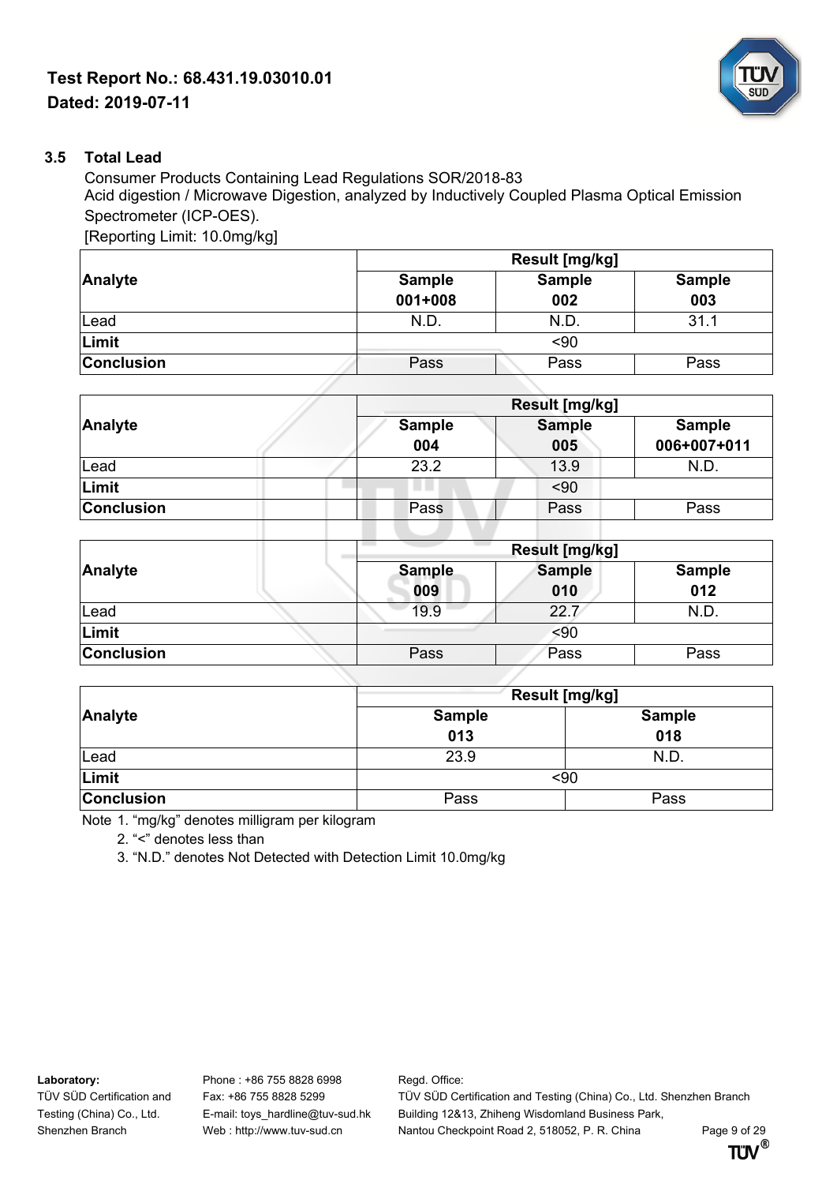### 3.5 Total Lead

Consumer Products Containing Lead Regulations SOR/2018-83

Acid digestion / Microwave Digestion, analyzed by Inductively Coupled Plasma Optical Emission Spectrometer (ICP-OES).

[Reporting Limit: 10.0mg/kg]

| Analyte | Result [mg/kg] | | |
|---|---|---|---|
| | **Sample 001+008** | **Sample 002** | **Sample 003** |
| Lead | N.D. | N.D. | 31.1 |
| **Limit** | <90 | | |
| **Conclusion** | Pass | Pass | Pass |

| Analyte | Result [mg/kg] | | |
|---|---|---|---|
| | **Sample 004** | **Sample 005** | **Sample 006+007+011** |
| Lead | 23.2 | 13.9 | N.D. |
| **Limit** | <90 | | |
| **Conclusion** | Pass | Pass | Pass |

| Analyte | Result [mg/kg] | | |
|---|---|---|---|
| | **Sample 009** | **Sample 010** | **Sample 012** |
| Lead | 19.9 | 22.7 | N.D. |
| **Limit** | <90 | | |
| **Conclusion** | Pass | Pass | Pass |

| Analyte | Result [mg/kg] | |
|---|---|---|
| | **Sample 013** | **Sample 018** |
| Lead | 23.9 | N.D. |
| **Limit** | <90 | |
| **Conclusion** | Pass | Pass |

Note 1. “mg/kg” denotes milligram per kilogram

2. “<” denotes less than

3. “N.D.” denotes Not Detected with Detection Limit 10.0mg/kg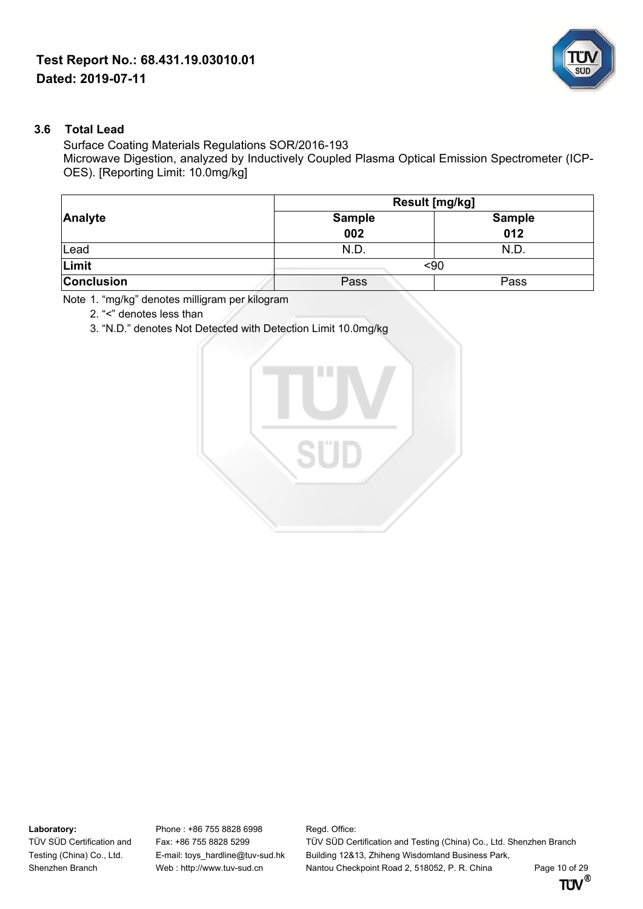## 3.6 Total Lead

Surface Coating Materials Regulations SOR/2016-193

Microwave Digestion, analyzed by Inductively Coupled Plasma Optical Emission Spectrometer (ICP-OES). [Reporting Limit: 10.0mg/kg]

| **Analyte** | **Result [mg/kg]** | |
|---|---|---|
| | **Sample 002** | **Sample 012** |
| Lead | N.D. | N.D. |
| **Limit** | <90 | |
| **Conclusion** | Pass | Pass |

Note 1. “mg/kg” denotes milligram per kilogram

2. “<” denotes less than

3. “N.D.” denotes Not Detected with Detection Limit 10.0mg/kg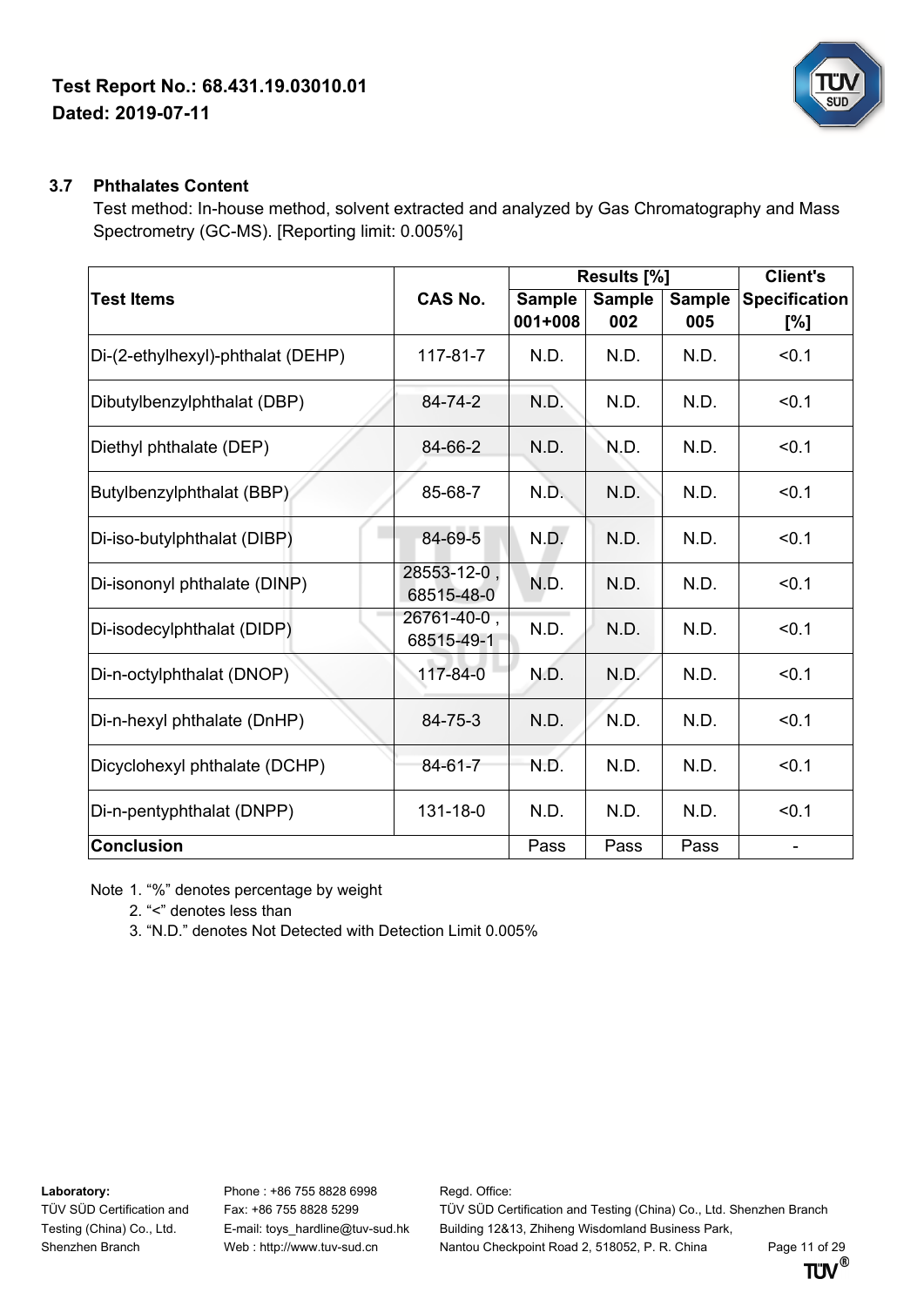Test Report No.: 68.431.19.03010.01
Dated: 2019-07-11

### 3.7 Phthalates Content

Test method: In-house method, solvent extracted and analyzed by Gas Chromatography and Mass Spectrometry (GC-MS). [Reporting limit: 0.005%]

| Test Items | CAS No. | Results [%] | | | Client's Specification [%] |
|---|---|---|---|---|---|
| | | Sample 001+008 | Sample 002 | Sample 005 | |
| Di-(2-ethylhexyl)-phthalat (DEHP) | 117-81-7 | N.D. | N.D. | N.D. | <0.1 |
| Dibutylbenzylphthalat (DBP) | 84-74-2 | N.D. | N.D. | N.D. | <0.1 |
| Diethyl phthalate (DEP) | 84-66-2 | N.D. | N.D. | N.D. | <0.1 |
| Butylbenzylphthalat (BBP) | 85-68-7 | N.D. | N.D. | N.D. | <0.1 |
| Di-iso-butylphthalat (DIBP) | 84-69-5 | N.D. | N.D. | N.D. | <0.1 |
| Di-isononyl phthalate (DINP) | 28553-12-0 , 68515-48-0 | N.D. | N.D. | N.D. | <0.1 |
| Di-isodecylphthalat (DIDP) | 26761-40-0 , 68515-49-1 | N.D. | N.D. | N.D. | <0.1 |
| Di-n-octylphthalat (DNOP) | 117-84-0 | N.D. | N.D. | N.D. | <0.1 |
| Di-n-hexyl phthalate (DnHP) | 84-75-3 | N.D. | N.D. | N.D. | <0.1 |
| Dicyclohexyl phthalate (DCHP) | 84-61-7 | N.D. | N.D. | N.D. | <0.1 |
| Di-n-pentyphthalat (DNPP) | 131-18-0 | N.D. | N.D. | N.D. | <0.1 |
| **Conclusion** | | Pass | Pass | Pass | - |

Note 1. "%" denotes percentage by weight
2. "<" denotes less than
3. "N.D." denotes Not Detected with Detection Limit 0.005%

**Laboratory:**
TÜV SÜD Certification and Testing (China) Co., Ltd. Shenzhen Branch

Phone : +86 755 8828 6998
Fax: +86 755 8828 5299
E-mail: toys_hardline@tuv-sud.hk
Web : http://www.tuv-sud.cn

Regd. Office:
TÜV SÜD Certification and Testing (China) Co., Ltd. Shenzhen Branch
Building 12&13, Zhiheng Wisdomland Business Park,
Nantou Checkpoint Road 2, 518052, P. R. China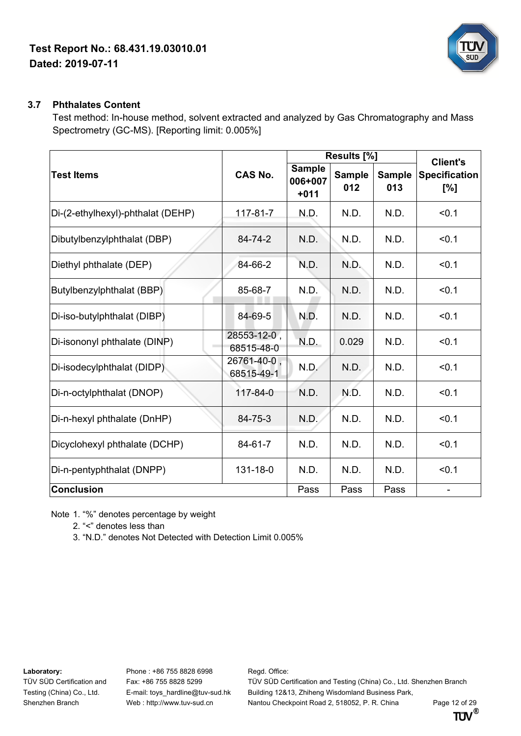**Test Report No.: 68.431.19.03010.01**
**Dated: 2019-07-11**

### 3.7 Phthalates Content

Test method: In-house method, solvent extracted and analyzed by Gas Chromatography and Mass Spectrometry (GC-MS). [Reporting limit: 0.005%]

| Test Items | CAS No. | Results [%] | | | Client's Specification [%] |
|---|---|---|---|---|---|
| | | Sample 006+007 +011 | Sample 012 | Sample 013 | |
| Di-(2-ethylhexyl)-phthalat (DEHP) | 117-81-7 | N.D. | N.D. | N.D. | <0.1 |
| Dibutylbenzylphthalat (DBP) | 84-74-2 | N.D. | N.D. | N.D. | <0.1 |
| Diethyl phthalate (DEP) | 84-66-2 | N.D. | N.D. | N.D. | <0.1 |
| Butylbenzylphthalat (BBP) | 85-68-7 | N.D. | N.D. | N.D. | <0.1 |
| Di-iso-butylphthalat (DIBP) | 84-69-5 | N.D. | N.D. | N.D. | <0.1 |
| Di-isononyl phthalate (DINP) | 28553-12-0 , 68515-48-0 | N.D. | 0.029 | N.D. | <0.1 |
| Di-isodecylphthalat (DIDP) | 26761-40-0 , 68515-49-1 | N.D. | N.D. | N.D. | <0.1 |
| Di-n-octylphthalat (DNOP) | 117-84-0 | N.D. | N.D. | N.D. | <0.1 |
| Di-n-hexyl phthalate (DnHP) | 84-75-3 | N.D. | N.D. | N.D. | <0.1 |
| Dicyclohexyl phthalate (DCHP) | 84-61-7 | N.D. | N.D. | N.D. | <0.1 |
| Di-n-pentyphthalat (DNPP) | 131-18-0 | N.D. | N.D. | N.D. | <0.1 |
| **Conclusion** | | Pass | Pass | Pass | - |

Note 1. “%” denotes percentage by weight
2. “<” denotes less than
3. “N.D.” denotes Not Detected with Detection Limit 0.005%

**Laboratory:**
TÜV SÜD Certification and Testing (China) Co., Ltd. Shenzhen Branch

Phone : +86 755 8828 6998
Fax: +86 755 8828 5299
E-mail: toys_hardline@tuv-sud.hk
Web : http://www.tuv-sud.cn

Regd. Office:
TÜV SÜD Certification and Testing (China) Co., Ltd. Shenzhen Branch
Building 12&13, Zhiheng Wisdomland Business Park,
Nantou Checkpoint Road 2, 518052, P. R. China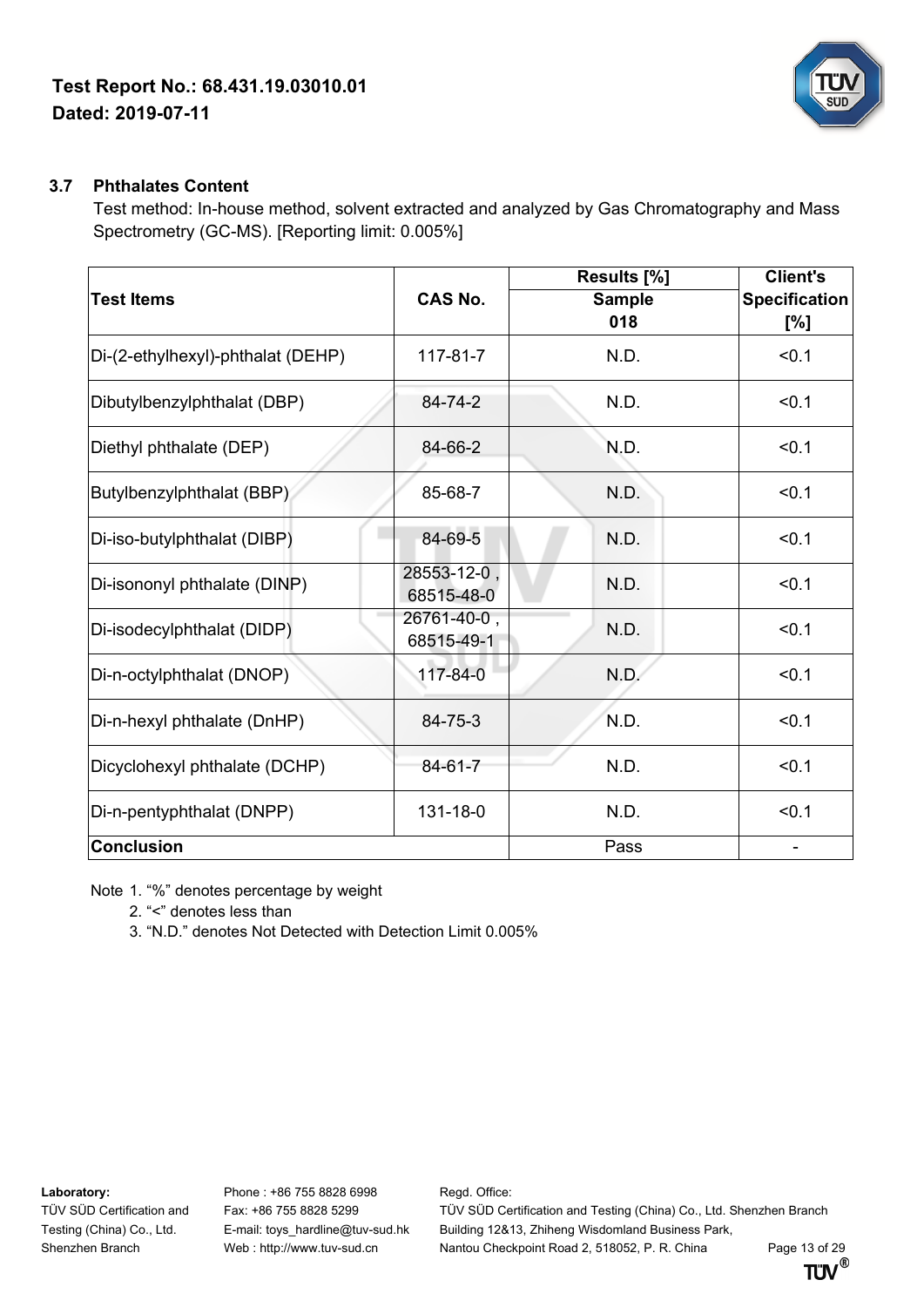**Test Report No.: 68.431.19.03010.01**
**Dated: 2019-07-11**

### 3.7 Phthalates Content

Test method: In-house method, solvent extracted and analyzed by Gas Chromatography and Mass Spectrometry (GC-MS). [Reporting limit: 0.005%]

| Test Items | CAS No. | Results [%] | Client's Specification [%] |
|---|---|---|---|
| | | Sample 018 | |
| Di-(2-ethylhexyl)-phthalat (DEHP) | 117-81-7 | N.D. | <0.1 |
| Dibutylbenzylphthalat (DBP) | 84-74-2 | N.D. | <0.1 |
| Diethyl phthalate (DEP) | 84-66-2 | N.D. | <0.1 |
| Butylbenzylphthalat (BBP) | 85-68-7 | N.D. | <0.1 |
| Di-iso-butylphthalat (DIBP) | 84-69-5 | N.D. | <0.1 |
| Di-isononyl phthalate (DINP) | 28553-12-0 , 68515-48-0 | N.D. | <0.1 |
| Di-isodecylphthalat (DIDP) | 26761-40-0 , 68515-49-1 | N.D. | <0.1 |
| Di-n-octylphthalat (DNOP) | 117-84-0 | N.D. | <0.1 |
| Di-n-hexyl phthalate (DnHP) | 84-75-3 | N.D. | <0.1 |
| Dicyclohexyl phthalate (DCHP) | 84-61-7 | N.D. | <0.1 |
| Di-n-pentyphthalat (DNPP) | 131-18-0 | N.D. | <0.1 |
| **Conclusion** | | Pass | - |

Note 1. "%" denotes percentage by weight
2. "<" denotes less than
3. "N.D." denotes Not Detected with Detection Limit 0.005%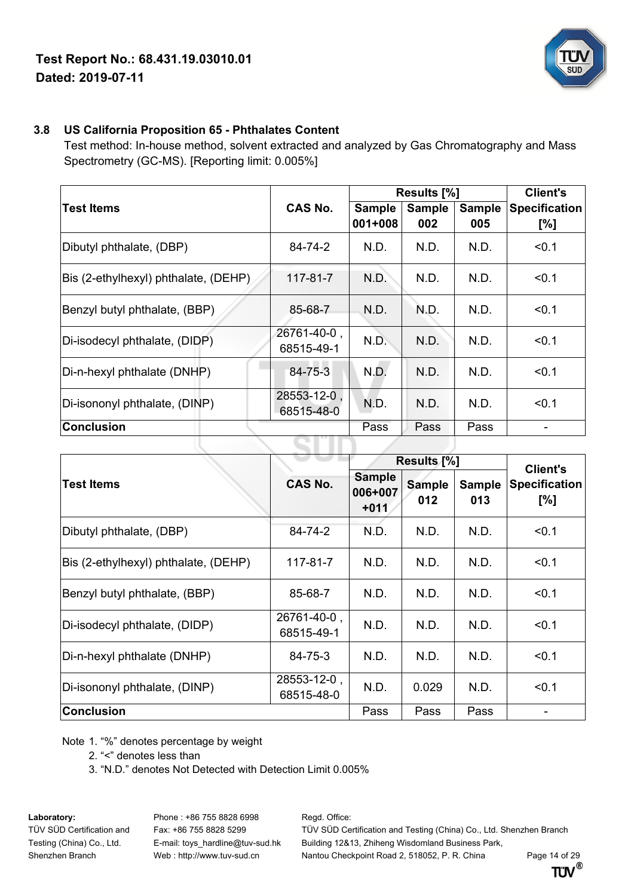Test Report No.: 68.431.19.03010.01
Dated: 2019-07-11

### 3.8 US California Proposition 65 - Phthalates Content

Test method: In-house method, solvent extracted and analyzed by Gas Chromatography and Mass Spectrometry (GC-MS). [Reporting limit: 0.005%]

| Test Items | CAS No. | Results [%] | | | Client's Specification [%] |
|---|---|---|---|---|---|
| | | Sample 001+008 | Sample 002 | Sample 005 | |
| Dibutyl phthalate, (DBP) | 84-74-2 | N.D. | N.D. | N.D. | <0.1 |
| Bis (2-ethylhexyl) phthalate, (DEHP) | 117-81-7 | N.D. | N.D. | N.D. | <0.1 |
| Benzyl butyl phthalate, (BBP) | 85-68-7 | N.D. | N.D. | N.D. | <0.1 |
| Di-isodecyl phthalate, (DIDP) | 26761-40-0 , 68515-49-1 | N.D. | N.D. | N.D. | <0.1 |
| Di-n-hexyl phthalate (DNHP) | 84-75-3 | N.D. | N.D. | N.D. | <0.1 |
| Di-isononyl phthalate, (DINP) | 28553-12-0 , 68515-48-0 | N.D. | N.D. | N.D. | <0.1 |
| Conclusion | | Pass | Pass | Pass | - |

| Test Items | CAS No. | Results [%] | | | Client's Specification [%] |
|---|---|---|---|---|---|
| | | Sample 006+007 +011 | Sample 012 | Sample 013 | |
| Dibutyl phthalate, (DBP) | 84-74-2 | N.D. | N.D. | N.D. | <0.1 |
| Bis (2-ethylhexyl) phthalate, (DEHP) | 117-81-7 | N.D. | N.D. | N.D. | <0.1 |
| Benzyl butyl phthalate, (BBP) | 85-68-7 | N.D. | N.D. | N.D. | <0.1 |
| Di-isodecyl phthalate, (DIDP) | 26761-40-0 , 68515-49-1 | N.D. | N.D. | N.D. | <0.1 |
| Di-n-hexyl phthalate (DNHP) | 84-75-3 | N.D. | N.D. | N.D. | <0.1 |
| Di-isononyl phthalate, (DINP) | 28553-12-0 , 68515-48-0 | N.D. | 0.029 | N.D. | <0.1 |
| Conclusion | | Pass | Pass | Pass | - |

Note 1. “%” denotes percentage by weight
2. “<” denotes less than
3. “N.D.” denotes Not Detected with Detection Limit 0.005%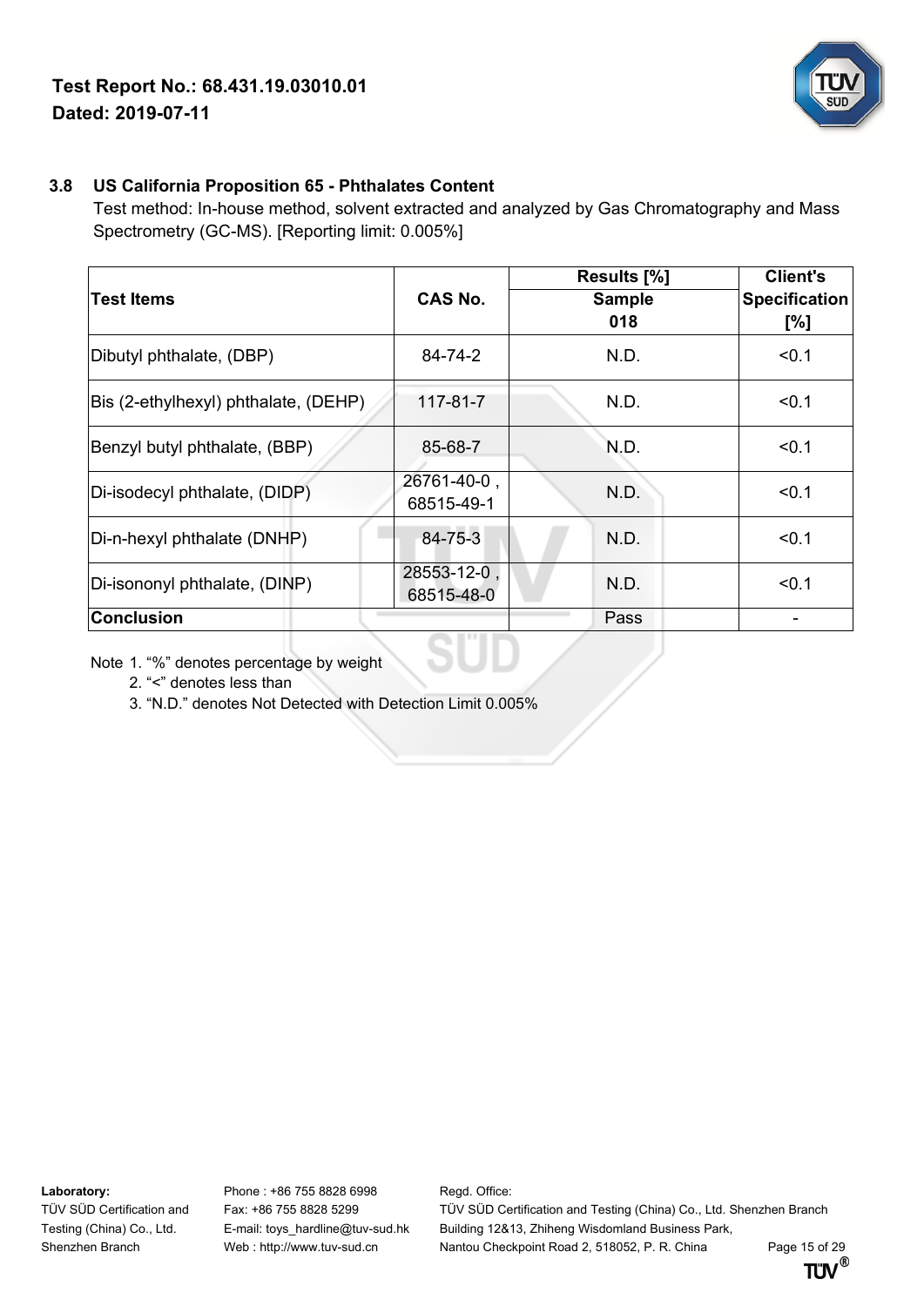### 3.8 US California Proposition 65 - Phthalates Content

Test method: In-house method, solvent extracted and analyzed by Gas Chromatography and Mass Spectrometry (GC-MS). [Reporting limit: 0.005%]

| Test Items | CAS No. | Results [%] | Client's Specification [%] |
|---|---|---|---|
| | | Sample 018 | |
| Dibutyl phthalate, (DBP) | 84-74-2 | N.D. | <0.1 |
| Bis (2-ethylhexyl) phthalate, (DEHP) | 117-81-7 | N.D. | <0.1 |
| Benzyl butyl phthalate, (BBP) | 85-68-7 | N.D. | <0.1 |
| Di-isodecyl phthalate, (DIDP) | 26761-40-0 , 68515-49-1 | N.D. | <0.1 |
| Di-n-hexyl phthalate (DNHP) | 84-75-3 | N.D. | <0.1 |
| Di-isononyl phthalate, (DINP) | 28553-12-0 , 68515-48-0 | N.D. | <0.1 |
| **Conclusion** | | Pass | - |

Note 1. "%" denotes percentage by weight

2. "<" denotes less than

3. "N.D." denotes Not Detected with Detection Limit 0.005%

**Laboratory:**
TÜV SÜD Certification and Testing (China) Co., Ltd. Shenzhen Branch

Phone : +86 755 8828 6998
Fax: +86 755 8828 5299
E-mail: toys_hardline@tuv-sud.hk
Web : http://www.tuv-sud.cn

Regd. Office:
TÜV SÜD Certification and Testing (China) Co., Ltd. Shenzhen Branch
Building 12&13, Zhiheng Wisdomland Business Park,
Nantou Checkpoint Road 2, 518052, P. R. China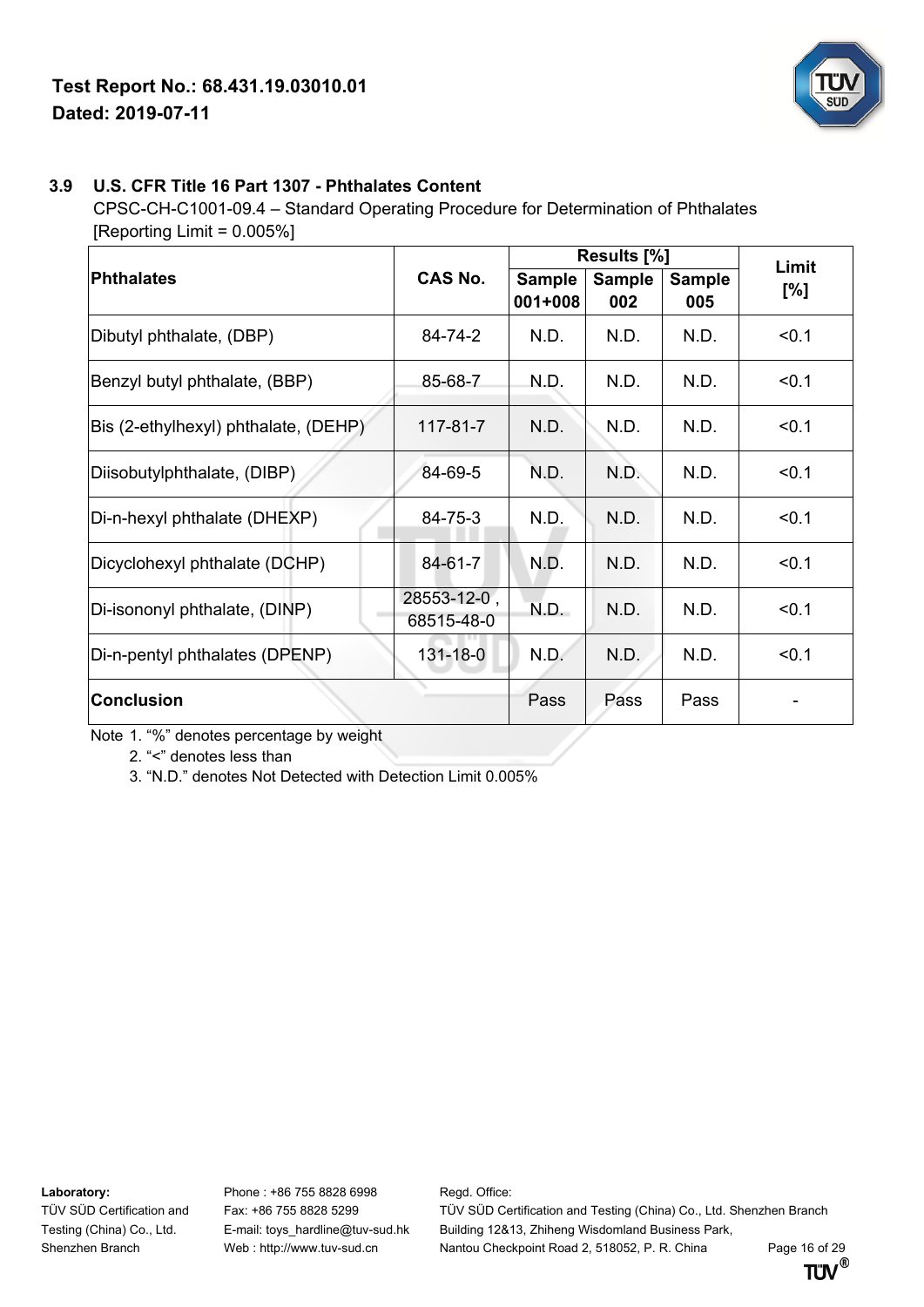### 3.9 U.S. CFR Title 16 Part 1307 - Phthalates Content

CPSC-CH-C1001-09.4 – Standard Operating Procedure for Determination of Phthalates
[Reporting Limit = 0.005%]

| Phthalates | CAS No. | Results [%] | | | Limit [%] |
|---|---|---|---|---|---|
| | | Sample 001+008 | Sample 002 | Sample 005 | |
| Dibutyl phthalate, (DBP) | 84-74-2 | N.D. | N.D. | N.D. | <0.1 |
| Benzyl butyl phthalate, (BBP) | 85-68-7 | N.D. | N.D. | N.D. | <0.1 |
| Bis (2-ethylhexyl) phthalate, (DEHP) | 117-81-7 | N.D. | N.D. | N.D. | <0.1 |
| Diisobutylphthalate, (DIBP) | 84-69-5 | N.D. | N.D. | N.D. | <0.1 |
| Di-n-hexyl phthalate (DHEXP) | 84-75-3 | N.D. | N.D. | N.D. | <0.1 |
| Dicyclohexyl phthalate (DCHP) | 84-61-7 | N.D. | N.D. | N.D. | <0.1 |
| Di-isononyl phthalate, (DINP) | 28553-12-0 , 68515-48-0 | N.D. | N.D. | N.D. | <0.1 |
| Di-n-pentyl phthalates (DPENP) | 131-18-0 | N.D. | N.D. | N.D. | <0.1 |
| **Conclusion** | | Pass | Pass | Pass | - |

Note 1. "%" denotes percentage by weight
2. "<" denotes less than
3. "N.D." denotes Not Detected with Detection Limit 0.005%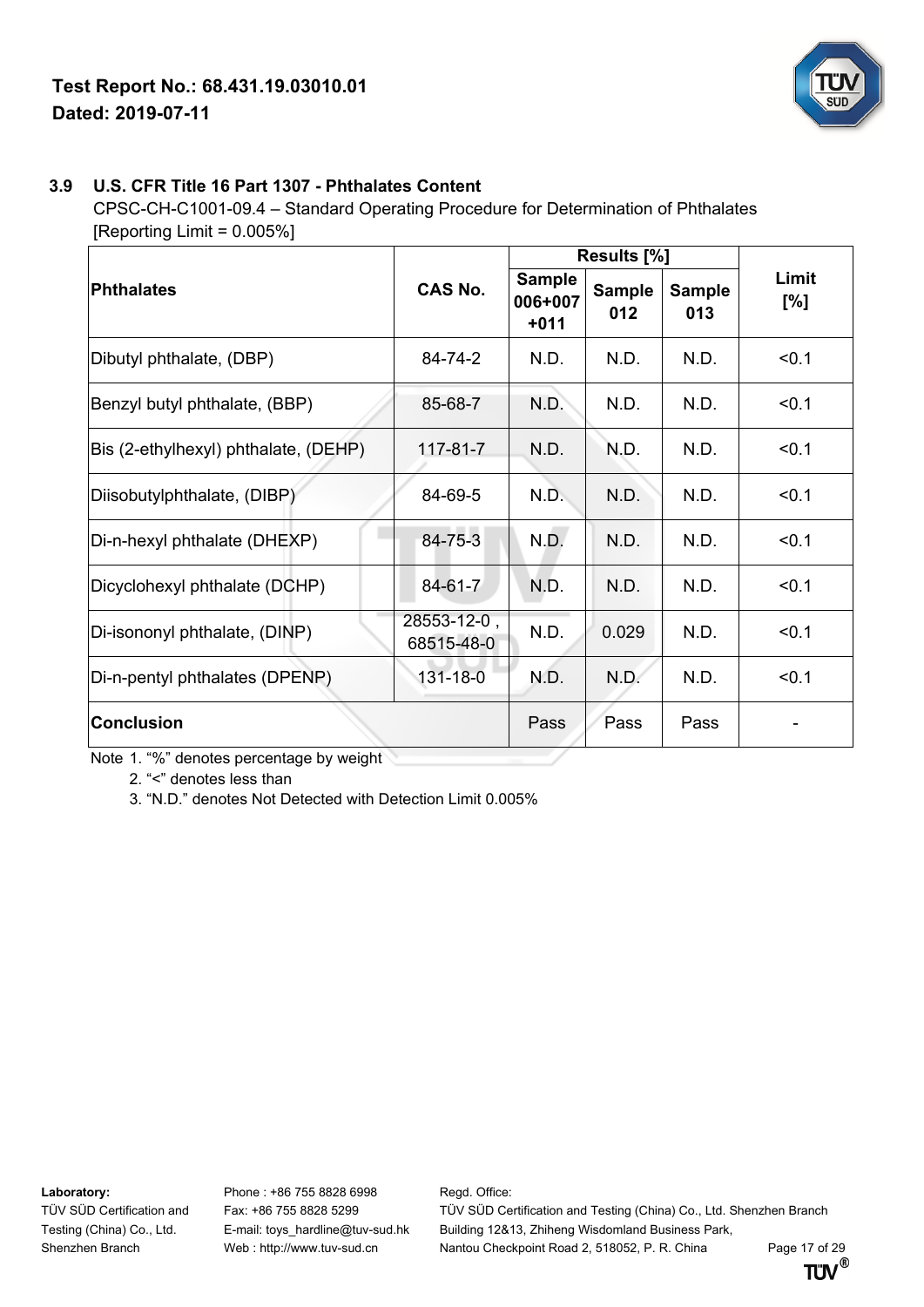**Test Report No.: 68.431.19.03010.01**
**Dated: 2019-07-11**

### 3.9 U.S. CFR Title 16 Part 1307 - Phthalates Content

CPSC-CH-C1001-09.4 – Standard Operating Procedure for Determination of Phthalates
[Reporting Limit = 0.005%]

| Phthalates | CAS No. | Results [%] | | | Limit [%] |
|---|---|---|---|---|---|
| | | Sample 006+007 +011 | Sample 012 | Sample 013 | |
| Dibutyl phthalate, (DBP) | 84-74-2 | N.D. | N.D. | N.D. | <0.1 |
| Benzyl butyl phthalate, (BBP) | 85-68-7 | N.D. | N.D. | N.D. | <0.1 |
| Bis (2-ethylhexyl) phthalate, (DEHP) | 117-81-7 | N.D. | N.D. | N.D. | <0.1 |
| Diisobutylphthalate, (DIBP) | 84-69-5 | N.D. | N.D. | N.D. | <0.1 |
| Di-n-hexyl phthalate (DHEXP) | 84-75-3 | N.D. | N.D. | N.D. | <0.1 |
| Dicyclohexyl phthalate (DCHP) | 84-61-7 | N.D. | N.D. | N.D. | <0.1 |
| Di-isononyl phthalate, (DINP) | 28553-12-0 , 68515-48-0 | N.D. | 0.029 | N.D. | <0.1 |
| Di-n-pentyl phthalates (DPENP) | 131-18-0 | N.D. | N.D. | N.D. | <0.1 |
| **Conclusion** | | Pass | Pass | Pass | - |

Note 1. "%" denotes percentage by weight
2. "<" denotes less than
3. "N.D." denotes Not Detected with Detection Limit 0.005%

**Laboratory:**
TÜV SÜD Certification and Testing (China) Co., Ltd. Shenzhen Branch

Phone : +86 755 8828 6998
Fax: +86 755 8828 5299
E-mail: toys_hardline@tuv-sud.hk
Web : http://www.tuv-sud.cn

Regd. Office:
TÜV SÜD Certification and Testing (China) Co., Ltd. Shenzhen Branch
Building 12&13, Zhiheng Wisdomland Business Park,
Nantou Checkpoint Road 2, 518052, P. R. China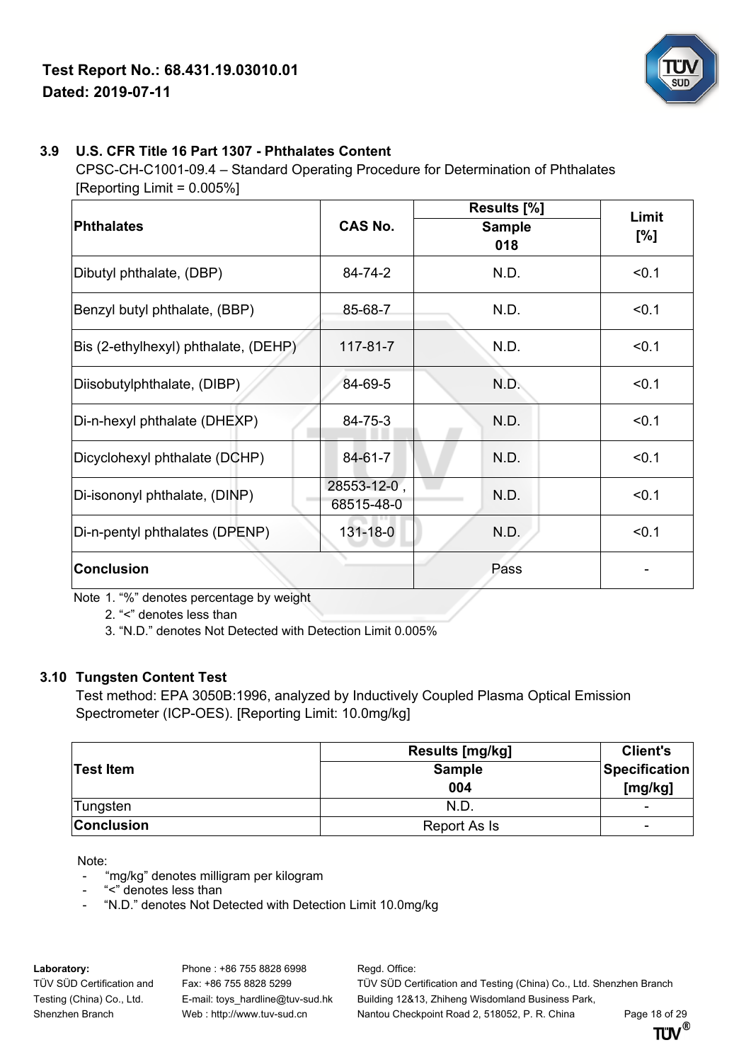**Test Report No.: 68.431.19.03010.01**
**Dated: 2019-07-11**

## 3.9 U.S. CFR Title 16 Part 1307 - Phthalates Content

CPSC-CH-C1001-09.4 – Standard Operating Procedure for Determination of Phthalates
[Reporting Limit = 0.005%]

| Phthalates | CAS No. | Results [%] Sample 018 | Limit [%] |
|---|---|---|---|
| Dibutyl phthalate, (DBP) | 84-74-2 | N.D. | <0.1 |
| Benzyl butyl phthalate, (BBP) | 85-68-7 | N.D. | <0.1 |
| Bis (2-ethylhexyl) phthalate, (DEHP) | 117-81-7 | N.D. | <0.1 |
| Diisobutylphthalate, (DIBP) | 84-69-5 | N.D. | <0.1 |
| Di-n-hexyl phthalate (DHEXP) | 84-75-3 | N.D. | <0.1 |
| Dicyclohexyl phthalate (DCHP) | 84-61-7 | N.D. | <0.1 |
| Di-isononyl phthalate, (DINP) | 28553-12-0 , 68515-48-0 | N.D. | <0.1 |
| Di-n-pentyl phthalates (DPENP) | 131-18-0 | N.D. | <0.1 |
| **Conclusion** | | Pass | - |

Note 1. “%” denotes percentage by weight
2. “<” denotes less than
3. “N.D.” denotes Not Detected with Detection Limit 0.005%

## 3.10 Tungsten Content Test

Test method: EPA 3050B:1996, analyzed by Inductively Coupled Plasma Optical Emission Spectrometer (ICP-OES). [Reporting Limit: 10.0mg/kg]

| Test Item | Results [mg/kg] Sample 004 | Client's Specification [mg/kg] |
|---|---|---|
| Tungsten | N.D. | - |
| **Conclusion** | Report As Is | - |

Note:
- “mg/kg” denotes milligram per kilogram
- “<” denotes less than
- “N.D.” denotes Not Detected with Detection Limit 10.0mg/kg

**Laboratory:**
TÜV SÜD Certification and Testing (China) Co., Ltd. Shenzhen Branch

Phone : +86 755 8828 6998
Fax: +86 755 8828 5299
E-mail: toys_hardline@tuv-sud.hk
Web : http://www.tuv-sud.cn

Regd. Office:
TÜV SÜD Certification and Testing (China) Co., Ltd. Shenzhen Branch
Building 12&13, Zhiheng Wisdomland Business Park,
Nantou Checkpoint Road 2, 518052, P. R. China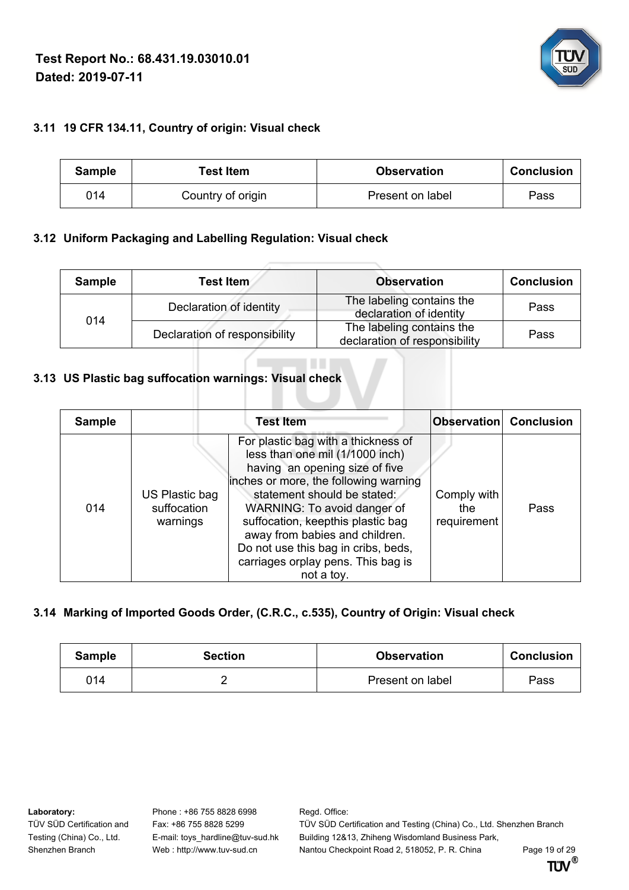### 3.11 19 CFR 134.11, Country of origin: Visual check

| Sample | Test Item | Observation | Conclusion |
|---|---|---|---|
| 014 | Country of origin | Present on label | Pass |

### 3.12 Uniform Packaging and Labelling Regulation: Visual check

| Sample | Test Item | Observation | Conclusion |
|---|---|---|---|
| 014 | Declaration of identity | The labeling contains the declaration of identity | Pass |
| | Declaration of responsibility | The labeling contains the declaration of responsibility | Pass |

### 3.13 US Plastic bag suffocation warnings: Visual check

| Sample | Test Item | | Observation | Conclusion |
|---|---|---|---|---|
| 014 | US Plastic bag suffocation warnings | For plastic bag with a thickness of less than one mil (1/1000 inch) having an opening size of five inches or more, the following warning statement should be stated: WARNING: To avoid danger of suffocation, keepthis plastic bag away from babies and children. Do not use this bag in cribs, beds, carriages orplay pens. This bag is not a toy. | Comply with the requirement | Pass |

### 3.14 Marking of Imported Goods Order, (C.R.C., c.535), Country of Origin: Visual check

| Sample | Section | Observation | Conclusion |
|---|---|---|---|
| 014 | 2 | Present on label | Pass |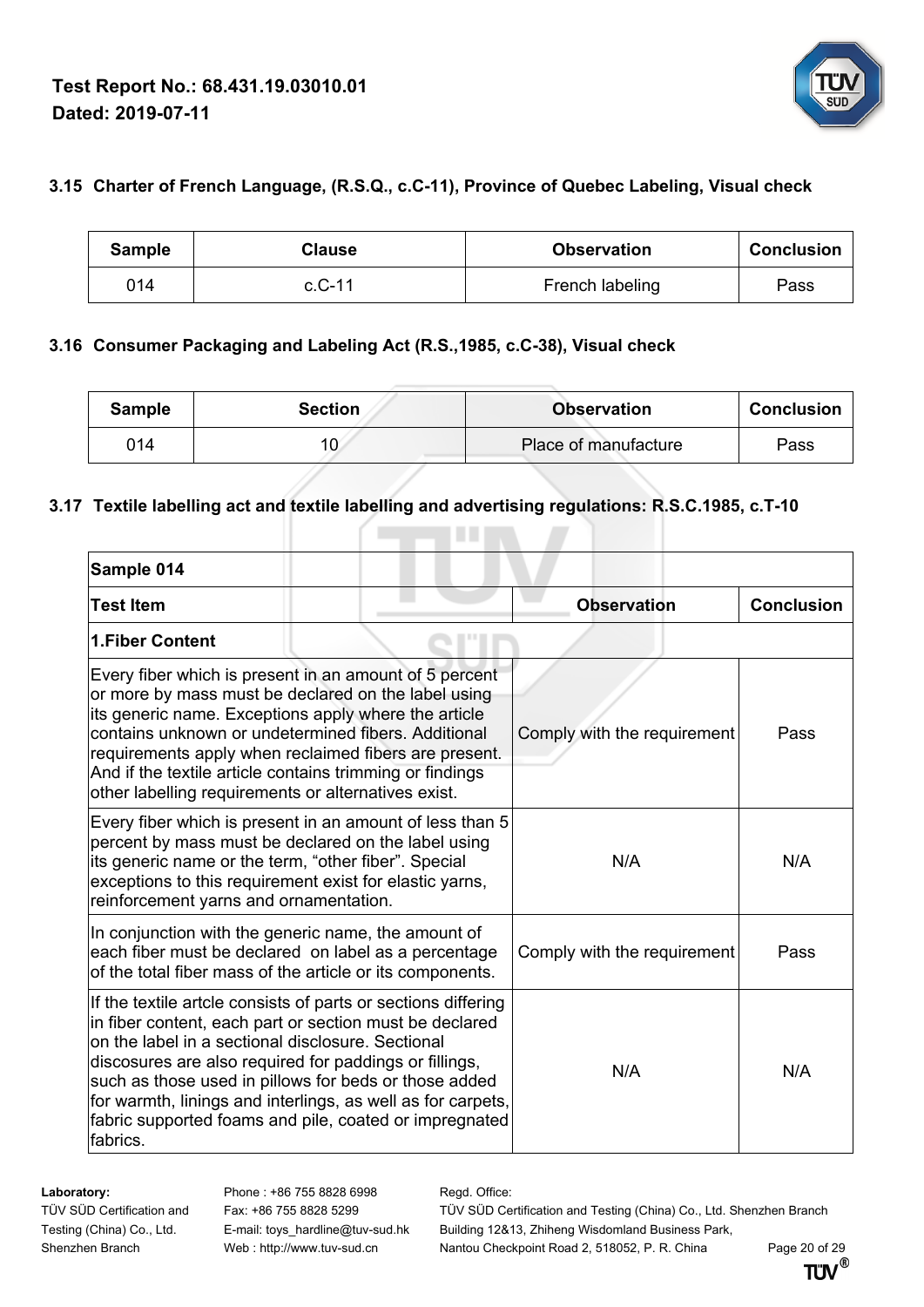### 3.15 Charter of French Language, (R.S.Q., c.C-11), Province of Quebec Labeling, Visual check

| Sample | Clause | Observation | Conclusion |
|---|---|---|---|
| 014 | c.C-11 | French labeling | Pass |

### 3.16 Consumer Packaging and Labeling Act (R.S.,1985, c.C-38), Visual check

| Sample | Section | Observation | Conclusion |
|---|---|---|---|
| 014 | 10 | Place of manufacture | Pass |

### 3.17 Textile labelling act and textile labelling and advertising regulations: R.S.C.1985, c.T-10

| Sample 014 | | |
|---|---|---|
| **Test Item** | **Observation** | **Conclusion** |
| **1.Fiber Content** | | |
| Every fiber which is present in an amount of 5 percent or more by mass must be declared on the label using its generic name. Exceptions apply where the article contains unknown or undetermined fibers. Additional requirements apply when reclaimed fibers are present. And if the textile article contains trimming or findings other labelling requirements or alternatives exist. | Comply with the requirement | Pass |
| Every fiber which is present in an amount of less than 5 percent by mass must be declared on the label using its generic name or the term, “other fiber”. Special exceptions to this requirement exist for elastic yarns, reinforcement yarns and ornamentation. | N/A | N/A |
| In conjunction with the generic name, the amount of each fiber must be declared on label as a percentage of the total fiber mass of the article or its components. | Comply with the requirement | Pass |
| If the textile artcle consists of parts or sections differing in fiber content, each part or section must be declared on the label in a sectional disclosure. Sectional discosures are also required for paddings or fillings, such as those used in pillows for beds or those added for warmth, linings and interlings, as well as for carpets, fabric supported foams and pile, coated or impregnated fabrics. | N/A | N/A |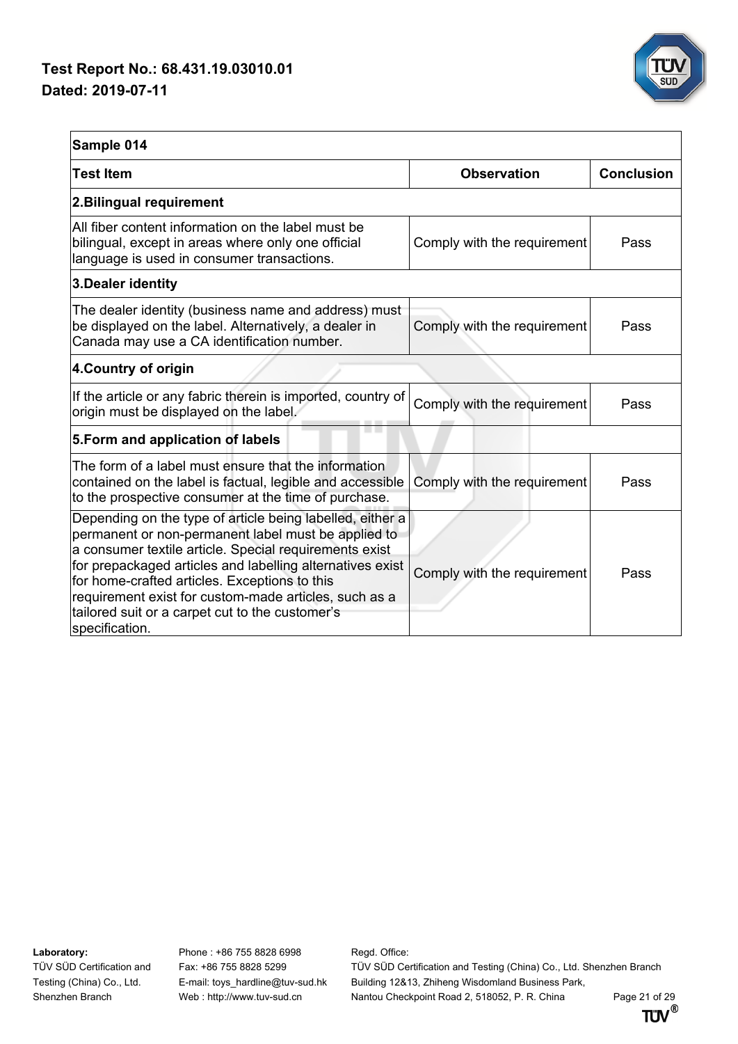**Test Report No.: 68.431.19.03010.01**
**Dated: 2019-07-11**

| Sample 014 | | |
|---|---|---|
| **Test Item** | **Observation** | **Conclusion** |
| **2.Bilingual requirement** | | |
| All fiber content information on the label must be bilingual, except in areas where only one official language is used in consumer transactions. | Comply with the requirement | Pass |
| **3.Dealer identity** | | |
| The dealer identity (business name and address) must be displayed on the label. Alternatively, a dealer in Canada may use a CA identification number. | Comply with the requirement | Pass |
| **4.Country of origin** | | |
| If the article or any fabric therein is imported, country of origin must be displayed on the label. | Comply with the requirement | Pass |
| **5.Form and application of labels** | | |
| The form of a label must ensure that the information contained on the label is factual, legible and accessible to the prospective consumer at the time of purchase. | Comply with the requirement | Pass |
| Depending on the type of article being labelled, either a permanent or non-permanent label must be applied to a consumer textile article. Special requirements exist for prepackaged articles and labelling alternatives exist for home-crafted articles. Exceptions to this requirement exist for custom-made articles, such as a tailored suit or a carpet cut to the customer's specification. | Comply with the requirement | Pass |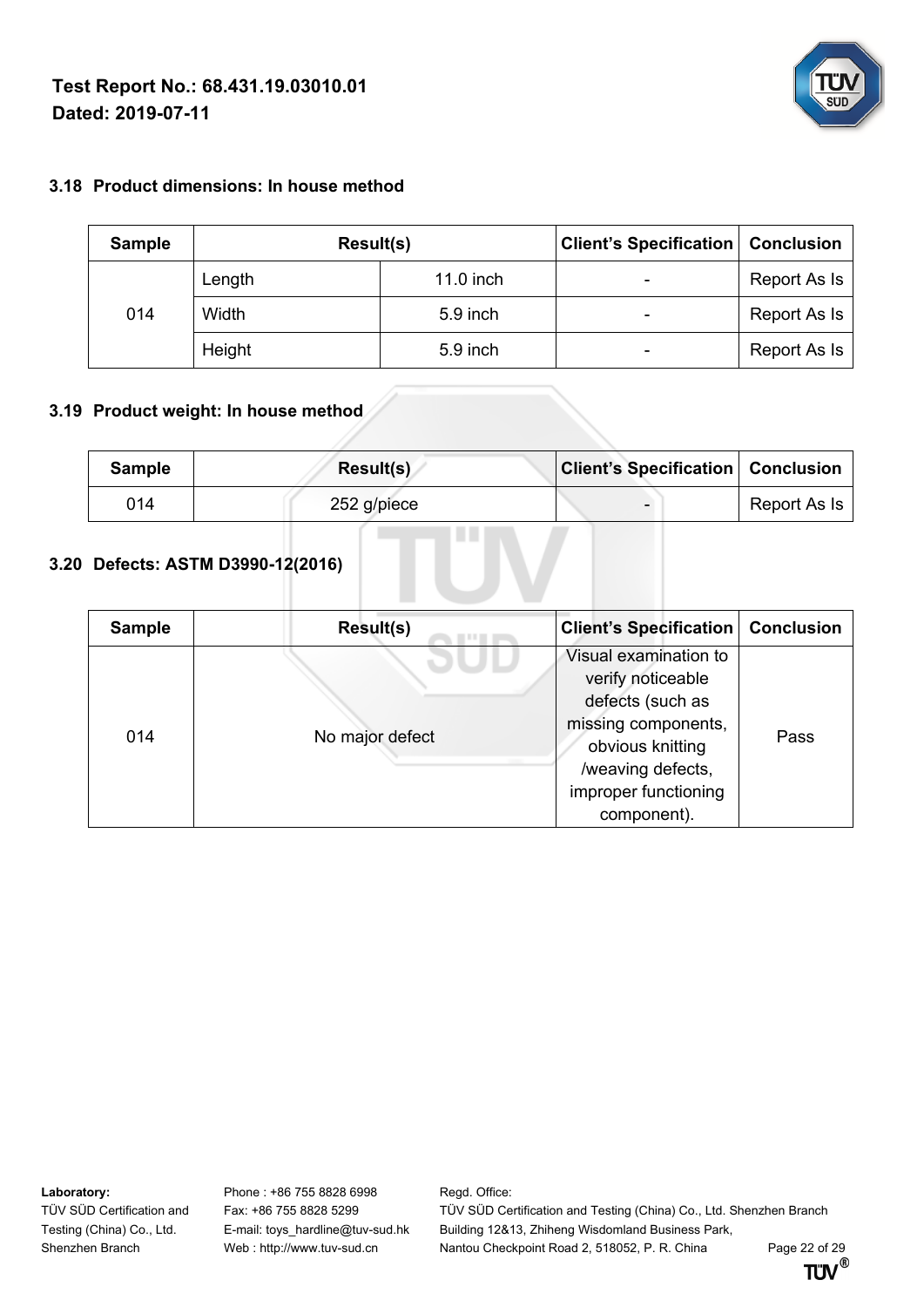### 3.18 Product dimensions: In house method

| Sample | Result(s) | | Client's Specification | Conclusion |
|---|---|---|---|---|
| 014 | Length | 11.0 inch | - | Report As Is |
| | Width | 5.9 inch | - | Report As Is |
| | Height | 5.9 inch | - | Report As Is |

### 3.19 Product weight: In house method

| Sample | Result(s) | Client's Specification | Conclusion |
|---|---|---|---|
| 014 | 252 g/piece | - | Report As Is |

### 3.20 Defects: ASTM D3990-12(2016)

| Sample | Result(s) | Client's Specification | Conclusion |
|---|---|---|---|
| 014 | No major defect | Visual examination to verify noticeable defects (such as missing components, obvious knitting /weaving defects, improper functioning component). | Pass |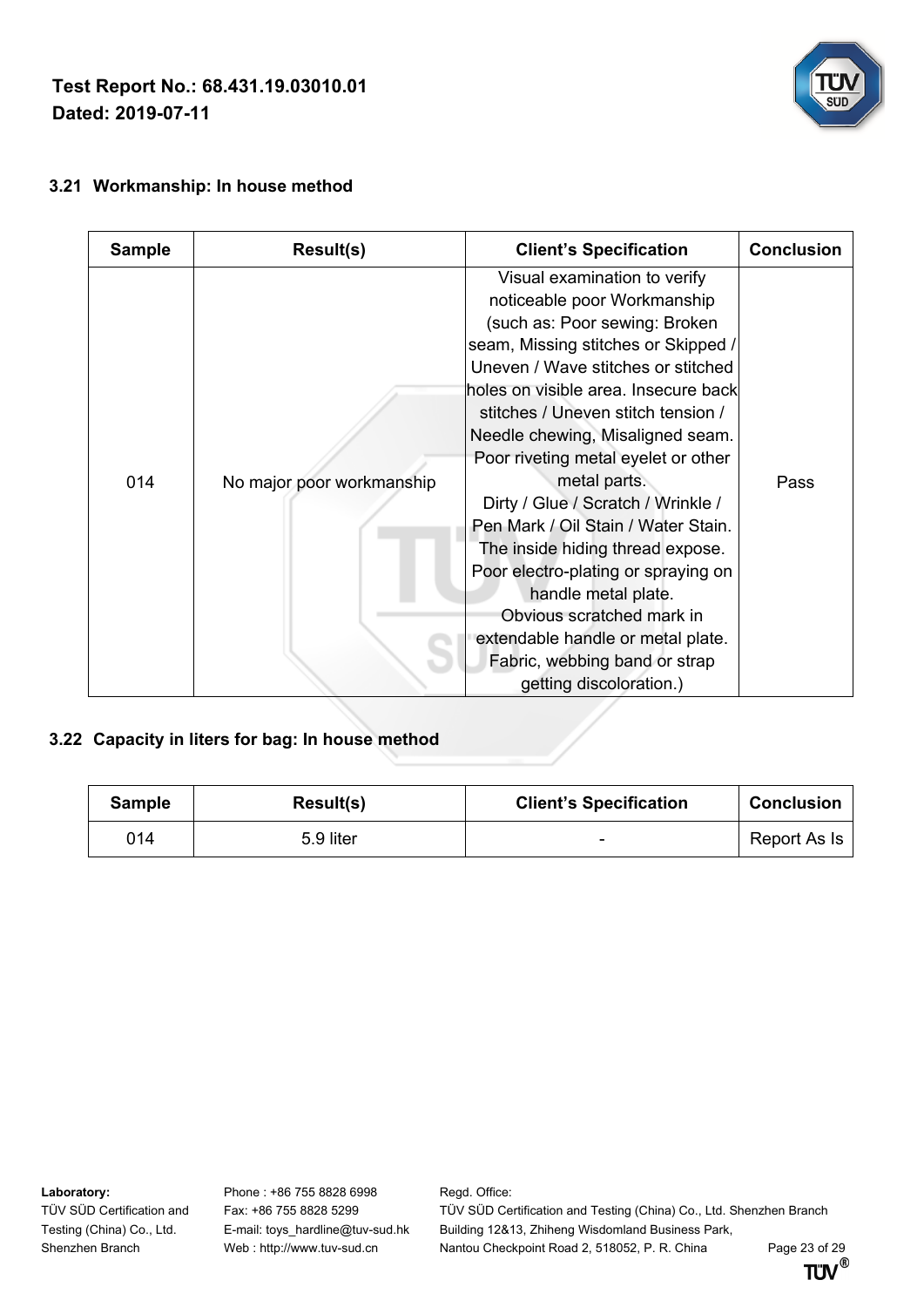**Test Report No.: 68.431.19.03010.01**
**Dated: 2019-07-11**

### 3.21 Workmanship: In house method

| Sample | Result(s) | Client's Specification | Conclusion |
|---|---|---|---|
| 014 | No major poor workmanship | Visual examination to verify noticeable poor Workmanship (such as: Poor sewing: Broken seam, Missing stitches or Skipped / Uneven / Wave stitches or stitched holes on visible area. Insecure back stitches / Uneven stitch tension / Needle chewing, Misaligned seam. Poor riveting metal eyelet or other metal parts. Dirty / Glue / Scratch / Wrinkle / Pen Mark / Oil Stain / Water Stain. The inside hiding thread expose. Poor electro-plating or spraying on handle metal plate. Obvious scratched mark in extendable handle or metal plate. Fabric, webbing band or strap getting discoloration.) | Pass |

### 3.22 Capacity in liters for bag: In house method

| Sample | Result(s) | Client's Specification | Conclusion |
|---|---|---|---|
| 014 | 5.9 liter | - | Report As Is |

**Laboratory:**
TÜV SÜD Certification and Testing (China) Co., Ltd. Shenzhen Branch

Phone : +86 755 8828 6998
Fax: +86 755 8828 5299
E-mail: toys_hardline@tuv-sud.hk
Web : http://www.tuv-sud.cn

Regd. Office:
TÜV SÜD Certification and Testing (China) Co., Ltd. Shenzhen Branch
Building 12&13, Zhiheng Wisdomland Business Park,
Nantou Checkpoint Road 2, 518052, P. R. China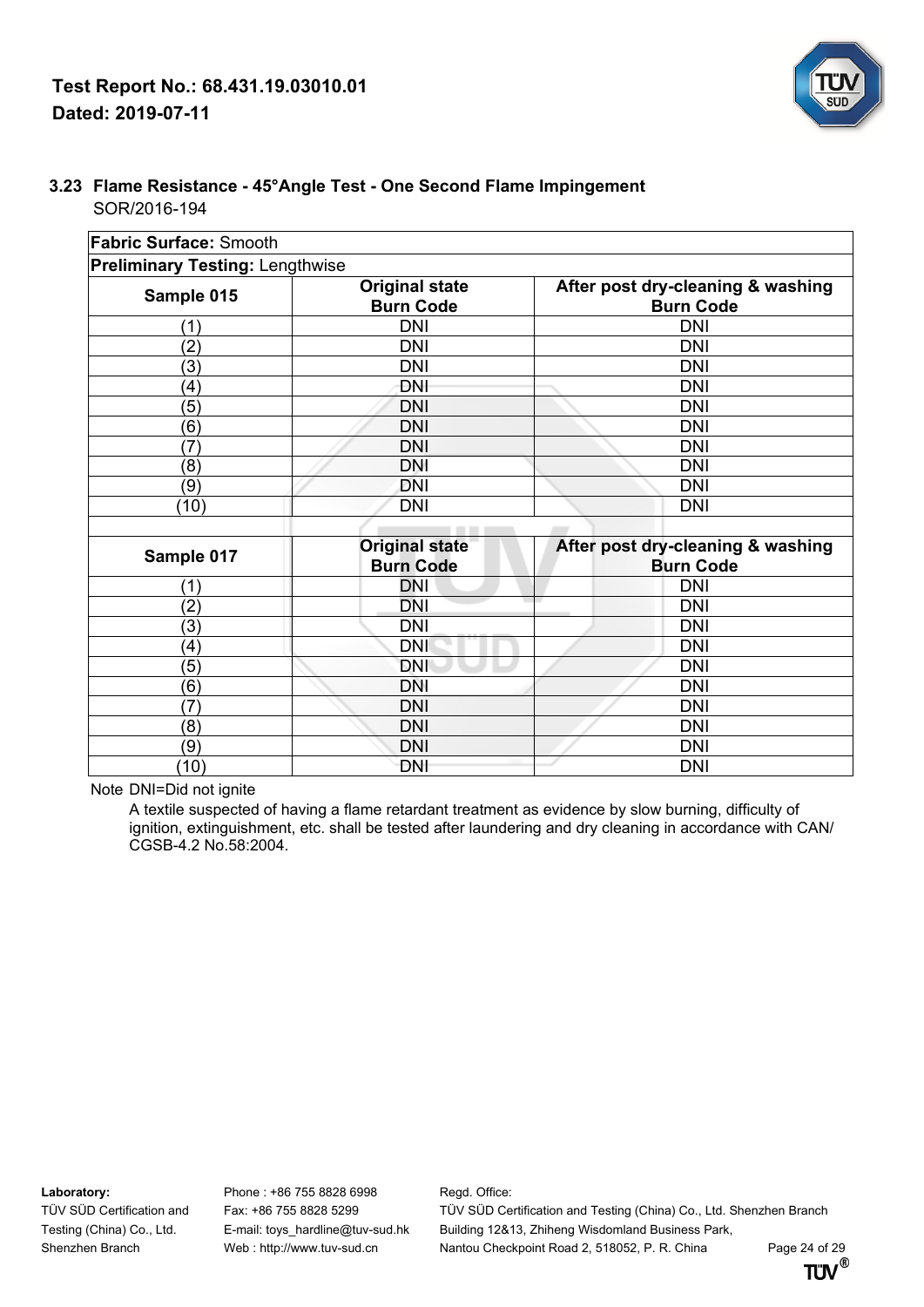**Test Report No.: 68.431.19.03010.01**
**Dated: 2019-07-11**

### 3.23 Flame Resistance - 45°Angle Test - One Second Flame Impingement

SOR/2016-194

| **Fabric Surface:** Smooth | | |
|---|---|---|
| **Preliminary Testing:** Lengthwise | | |
| **Sample 015** | **Original state Burn Code** | **After post dry-cleaning & washing Burn Code** |
| (1) | DNI | DNI |
| (2) | DNI | DNI |
| (3) | DNI | DNI |
| (4) | DNI | DNI |
| (5) | DNI | DNI |
| (6) | DNI | DNI |
| (7) | DNI | DNI |
| (8) | DNI | DNI |
| (9) | DNI | DNI |
| (10) | DNI | DNI |
| | | |
| **Sample 017** | **Original state Burn Code** | **After post dry-cleaning & washing Burn Code** |
| (1) | DNI | DNI |
| (2) | DNI | DNI |
| (3) | DNI | DNI |
| (4) | DNI | DNI |
| (5) | DNI | DNI |
| (6) | DNI | DNI |
| (7) | DNI | DNI |
| (8) | DNI | DNI |
| (9) | DNI | DNI |
| (10) | DNI | DNI |

Note DNI=Did not ignite

A textile suspected of having a flame retardant treatment as evidence by slow burning, difficulty of ignition, extinguishment, etc. shall be tested after laundering and dry cleaning in accordance with CAN/CGSB-4.2 No.58:2004.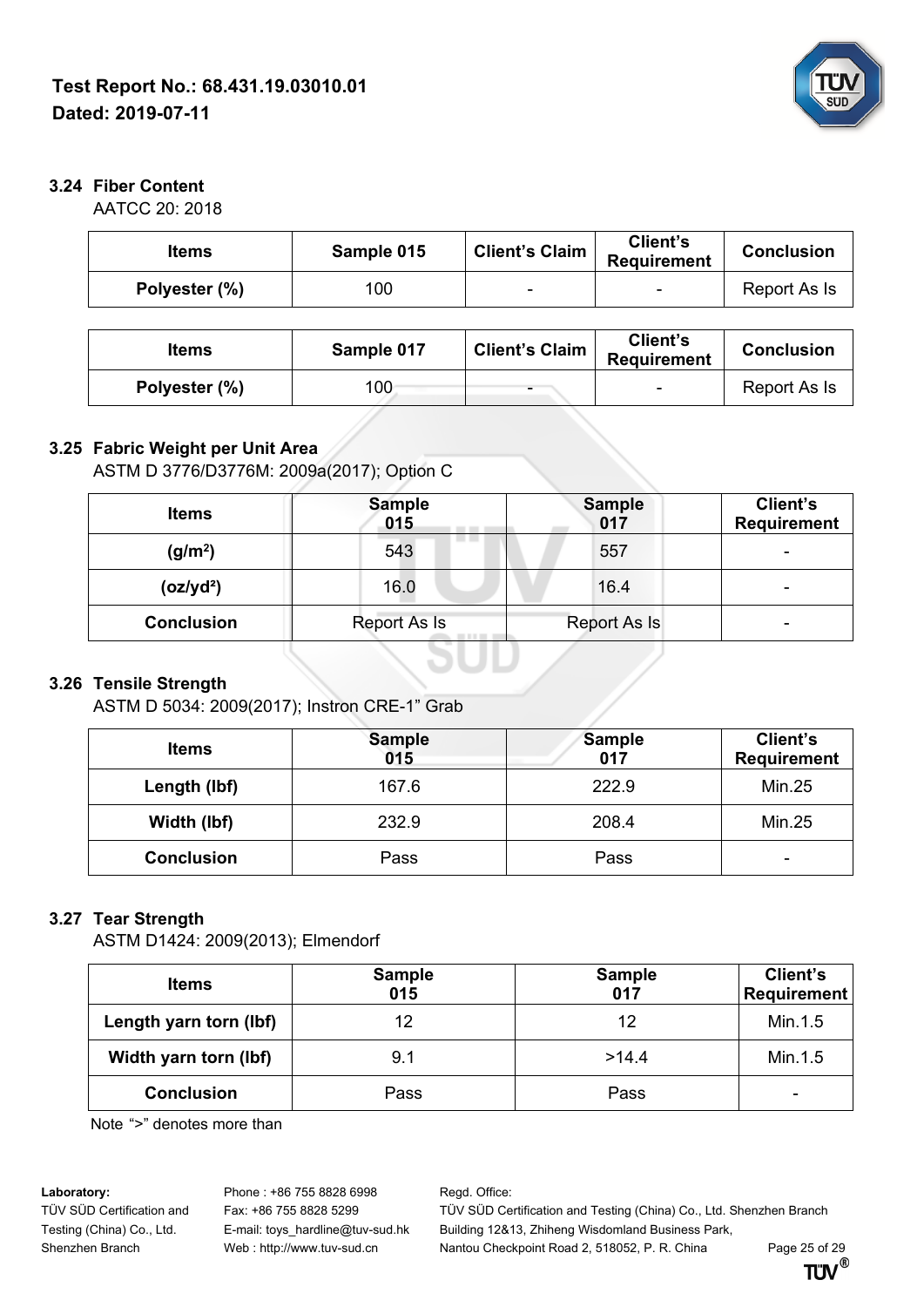**Test Report No.: 68.431.19.03010.01**
**Dated: 2019-07-11**

### 3.24 Fiber Content

AATCC 20: 2018

| Items | Sample 015 | Client's Claim | Client's Requirement | Conclusion |
|---|---|---|---|---|
| Polyester (%) | 100 | - | - | Report As Is |

| Items | Sample 017 | Client's Claim | Client's Requirement | Conclusion |
|---|---|---|---|---|
| Polyester (%) | 100 | - | - | Report As Is |

### 3.25 Fabric Weight per Unit Area

ASTM D 3776/D3776M: 2009a(2017); Option C

| Items | Sample 015 | Sample 017 | Client's Requirement |
|---|---|---|---|
| ($g/m^2$) | 543 | 557 | - |
| ($oz/yd^2$) | 16.0 | 16.4 | - |
| Conclusion | Report As Is | Report As Is | - |

### 3.26 Tensile Strength

ASTM D 5034: 2009(2017); Instron CRE-1" Grab

| Items | Sample 015 | Sample 017 | Client's Requirement |
|---|---|---|---|
| Length (lbf) | 167.6 | 222.9 | Min.25 |
| Width (lbf) | 232.9 | 208.4 | Min.25 |
| Conclusion | Pass | Pass | - |

### 3.27 Tear Strength

ASTM D1424: 2009(2013); Elmendorf

| Items | Sample 015 | Sample 017 | Client's Requirement |
|---|---|---|---|
| Length yarn torn (lbf) | 12 | 12 | Min.1.5 |
| Width yarn torn (lbf) | 9.1 | >14.4 | Min.1.5 |
| Conclusion | Pass | Pass | - |

Note ">" denotes more than

**Laboratory:**
TÜV SÜD Certification and Testing (China) Co., Ltd. Shenzhen Branch

Phone : +86 755 8828 6998
Fax: +86 755 8828 5299
E-mail: toys_hardline@tuv-sud.hk
Web : http://www.tuv-sud.cn

Regd. Office:
TÜV SÜD Certification and Testing (China) Co., Ltd. Shenzhen Branch
Building 12&13, Zhiheng Wisdomland Business Park,
Nantou Checkpoint Road 2, 518052, P. R. China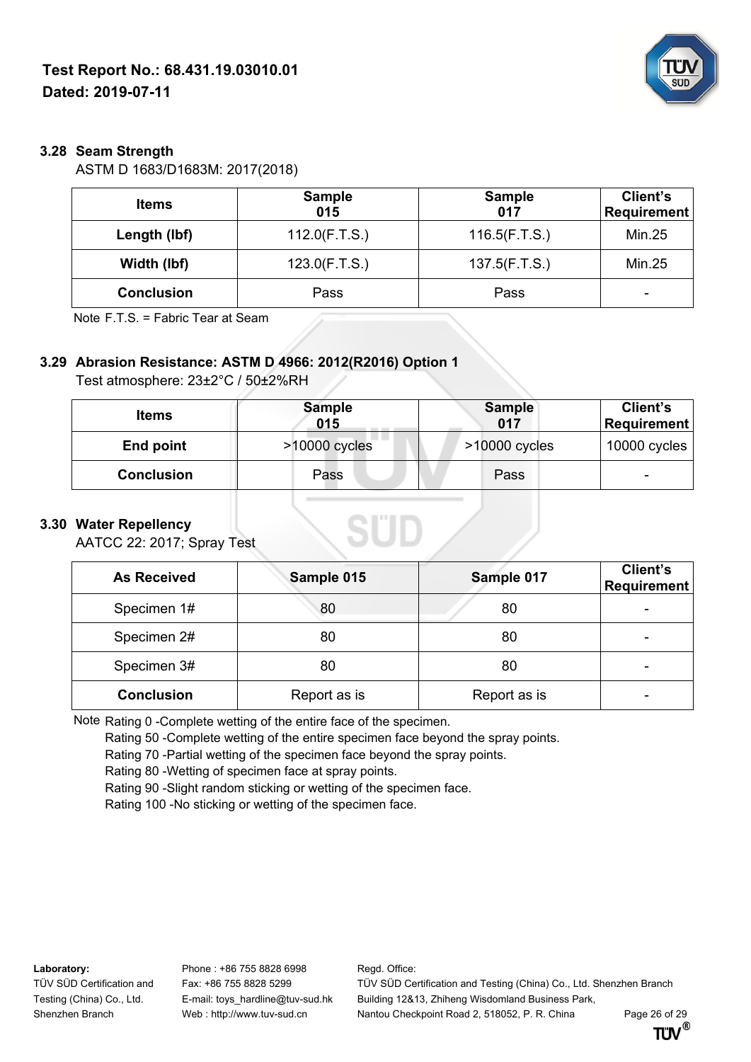### 3.28 Seam Strength

ASTM D 1683/D1683M: 2017(2018)

| Items | Sample 015 | Sample 017 | Client's Requirement |
|---|---|---|---|
| **Length (lbf)** | 112.0(F.T.S.) | 116.5(F.T.S.) | Min.25 |
| **Width (lbf)** | 123.0(F.T.S.) | 137.5(F.T.S.) | Min.25 |
| **Conclusion** | Pass | Pass | - |

Note F.T.S. = Fabric Tear at Seam

### 3.29 Abrasion Resistance: ASTM D 4966: 2012(R2016) Option 1

Test atmosphere: 23±2°C / 50±2%RH

| Items | Sample 015 | Sample 017 | Client's Requirement |
|---|---|---|---|
| **End point** | >10000 cycles | >10000 cycles | 10000 cycles |
| **Conclusion** | Pass | Pass | - |

### 3.30 Water Repellency

AATCC 22: 2017; Spray Test

| As Received | Sample 015 | Sample 017 | Client's Requirement |
|---|---|---|---|
| Specimen 1# | 80 | 80 | - |
| Specimen 2# | 80 | 80 | - |
| Specimen 3# | 80 | 80 | - |
| **Conclusion** | Report as is | Report as is | - |

Note Rating 0 -Complete wetting of the entire face of the specimen.
Rating 50 -Complete wetting of the entire specimen face beyond the spray points.
Rating 70 -Partial wetting of the specimen face beyond the spray points.
Rating 80 -Wetting of specimen face at spray points.
Rating 90 -Slight random sticking or wetting of the specimen face.
Rating 100 -No sticking or wetting of the specimen face.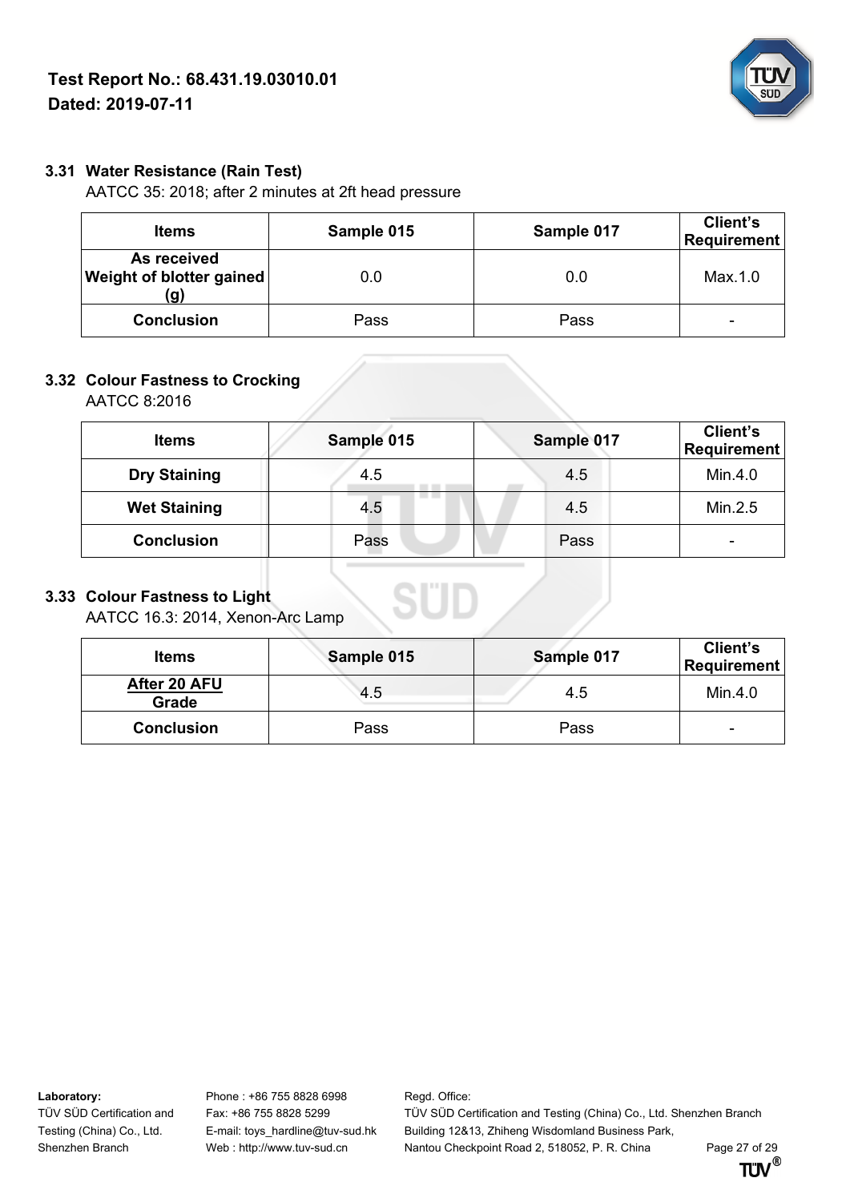### 3.31 Water Resistance (Rain Test)

AATCC 35: 2018; after 2 minutes at 2ft head pressure

| Items | Sample 015 | Sample 017 | Client's Requirement |
|---|---|---|---|
| As received Weight of blotter gained (g) | 0.0 | 0.0 | Max.1.0 |
| Conclusion | Pass | Pass | - |

### 3.32 Colour Fastness to Crocking

AATCC 8:2016

| Items | Sample 015 | Sample 017 | Client's Requirement |
|---|---|---|---|
| Dry Staining | 4.5 | 4.5 | Min.4.0 |
| Wet Staining | 4.5 | 4.5 | Min.2.5 |
| Conclusion | Pass | Pass | - |

### 3.33 Colour Fastness to Light

AATCC 16.3: 2014, Xenon-Arc Lamp

| Items | Sample 015 | Sample 017 | Client's Requirement |
|---|---|---|---|
| After 20 AFU Grade | 4.5 | 4.5 | Min.4.0 |
| Conclusion | Pass | Pass | - |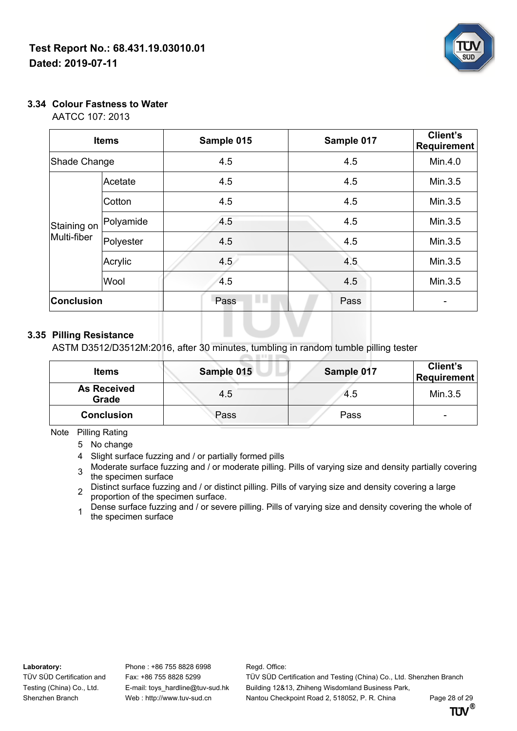**Test Report No.: 68.431.19.03010.01**
**Dated: 2019-07-11**

### 3.34 Colour Fastness to Water

AATCC 107: 2013

| Items | | Sample 015 | Sample 017 | Client's Requirement |
|---|---|---|---|---|
| Shade Change | | 4.5 | 4.5 | Min.4.0 |
| Staining on Multi-fiber | Acetate | 4.5 | 4.5 | Min.3.5 |
| | Cotton | 4.5 | 4.5 | Min.3.5 |
| | Polyamide | 4.5 | 4.5 | Min.3.5 |
| | Polyester | 4.5 | 4.5 | Min.3.5 |
| | Acrylic | 4.5 | 4.5 | Min.3.5 |
| | Wool | 4.5 | 4.5 | Min.3.5 |
| **Conclusion** | | Pass | Pass | - |

### 3.35 Pilling Resistance

ASTM D3512/D3512M:2016, after 30 minutes, tumbling in random tumble pilling tester

| Items | Sample 015 | Sample 017 | Client's Requirement |
|---|---|---|---|
| **As Received Grade** | 4.5 | 4.5 | Min.3.5 |
| **Conclusion** | Pass | Pass | - |

Note Pilling Rating

- 5 No change
- 4 Slight surface fuzzing and / or partially formed pills
- 3 Moderate surface fuzzing and / or moderate pilling. Pills of varying size and density partially covering the specimen surface
- 2 Distinct surface fuzzing and / or distinct pilling. Pills of varying size and density covering a large proportion of the specimen surface.
- 1 Dense surface fuzzing and / or severe pilling. Pills of varying size and density covering the whole of the specimen surface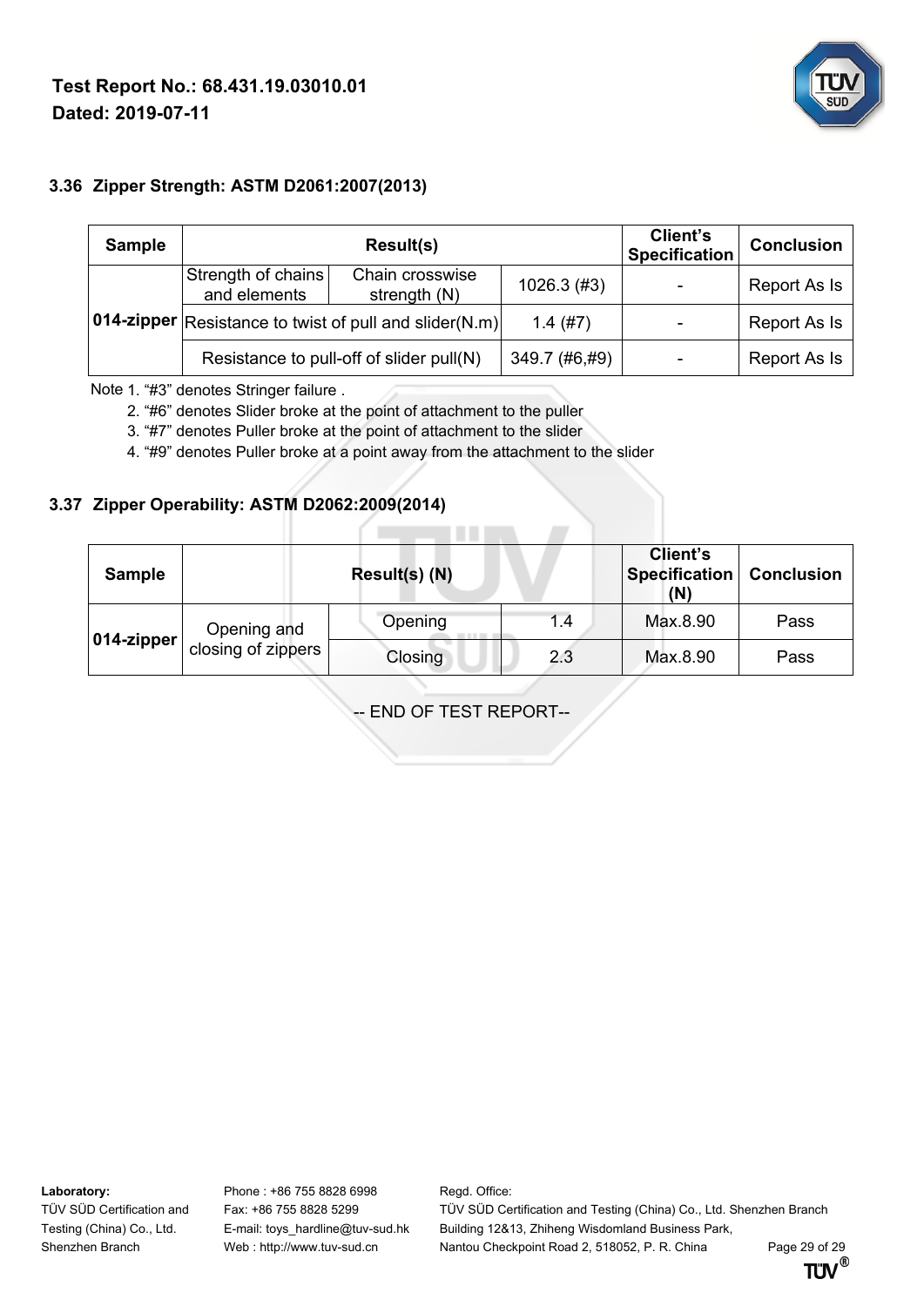**Test Report No.: 68.431.19.03010.01**
**Dated: 2019-07-11**

### 3.36 Zipper Strength: ASTM D2061:2007(2013)

| Sample | Result(s) | | | Client's Specification | Conclusion |
|---|---|---|---|---|---|
| 014-zipper | Strength of chains and elements | Chain crosswise strength (N) | 1026.3 (#3) | - | Report As Is |
| | Resistance to twist of pull and slider(N.m) | | 1.4 (#7) | - | Report As Is |
| | Resistance to pull-off of slider pull(N) | | 349.7 (#6,#9) | - | Report As Is |

Note 1. "#3" denotes Stringer failure .
2. "#6" denotes Slider broke at the point of attachment to the puller
3. "#7" denotes Puller broke at the point of attachment to the slider
4. "#9" denotes Puller broke at a point away from the attachment to the slider

### 3.37 Zipper Operability: ASTM D2062:2009(2014)

| Sample | Result(s) (N) | | | Client's Specification (N) | Conclusion |
|---|---|---|---|---|---|
| 014-zipper | Opening and closing of zippers | Opening | 1.4 | Max.8.90 | Pass |
| | | Closing | 2.3 | Max.8.90 | Pass |

-- END OF TEST REPORT--

**Laboratory:**
TÜV SÜD Certification and Testing (China) Co., Ltd. Shenzhen Branch

Phone : +86 755 8828 6998
Fax: +86 755 8828 5299
E-mail: toys_hardline@tuv-sud.hk
Web : http://www.tuv-sud.cn

Regd. Office:
TÜV SÜD Certification and Testing (China) Co., Ltd. Shenzhen Branch
Building 12&13, Zhiheng Wisdomland Business Park,
Nantou Checkpoint Road 2, 518052, P. R. China